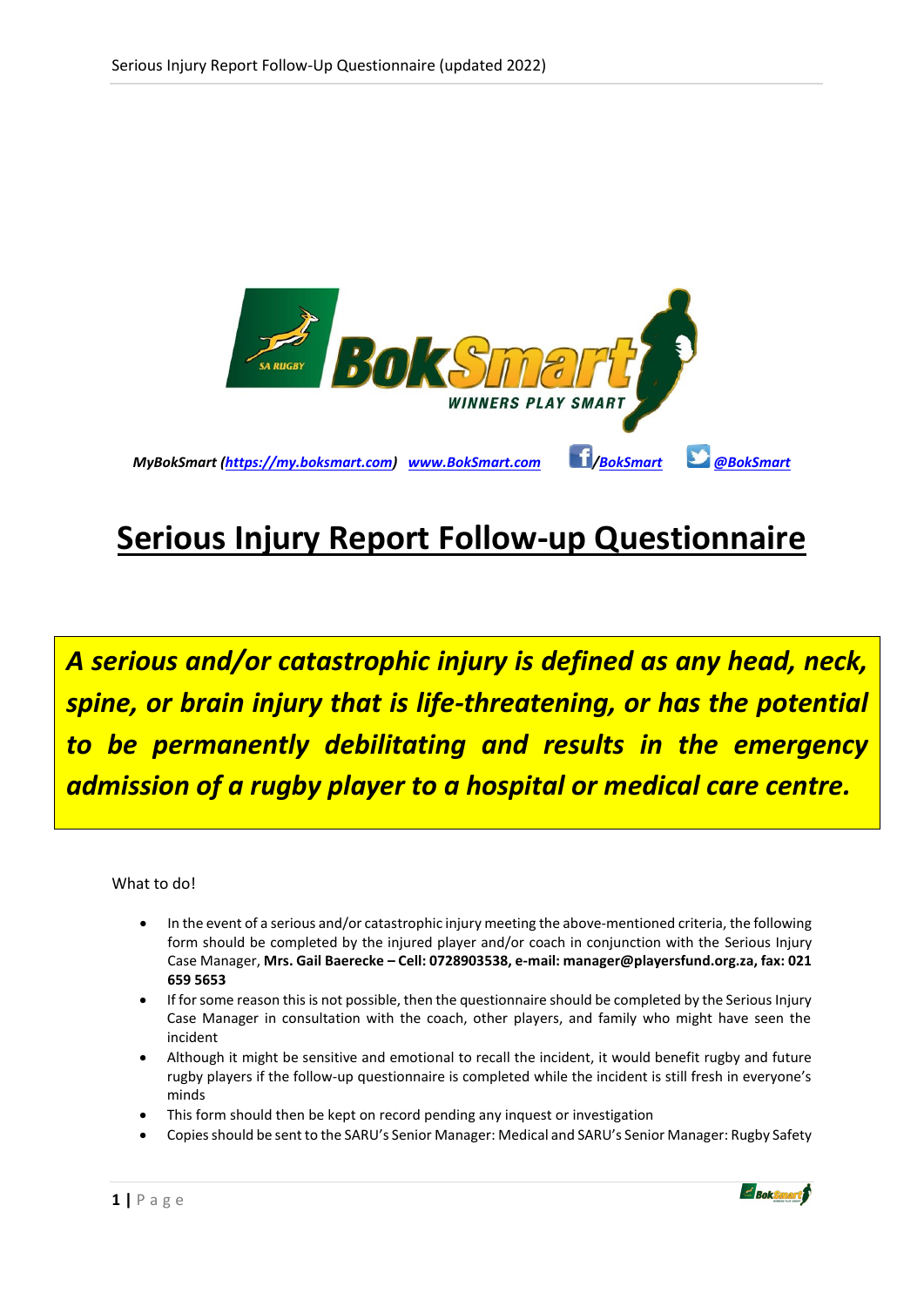MyBokSmart (https://my.boksmart.com) www.BokSmart.com /BokSmart @BokSmart

# Serious Injury Report Follow-up Questionnaire

***A serious and/or catastrophic injury is defined as any head, neck, spine, or brain injury that is life-threatening, or has the potential to be permanently debilitating and results in the emergency admission of a rugby player to a hospital or medical care centre.***

What to do!

- In the event of a serious and/or catastrophic injury meeting the above-mentioned criteria, the following form should be completed by the injured player and/or coach in conjunction with the Serious Injury Case Manager, **Mrs. Gail Baerecke – Cell: 0728903538, e-mail: manager@playersfund.org.za, fax: 021 659 5653**
- If for some reason this is not possible, then the questionnaire should be completed by the Serious Injury Case Manager in consultation with the coach, other players, and family who might have seen the incident
- Although it might be sensitive and emotional to recall the incident, it would benefit rugby and future rugby players if the follow-up questionnaire is completed while the incident is still fresh in everyone's minds
- This form should then be kept on record pending any inquest or investigation
- Copies should be sent to the SARU's Senior Manager: Medical and SARU's Senior Manager: Rugby Safety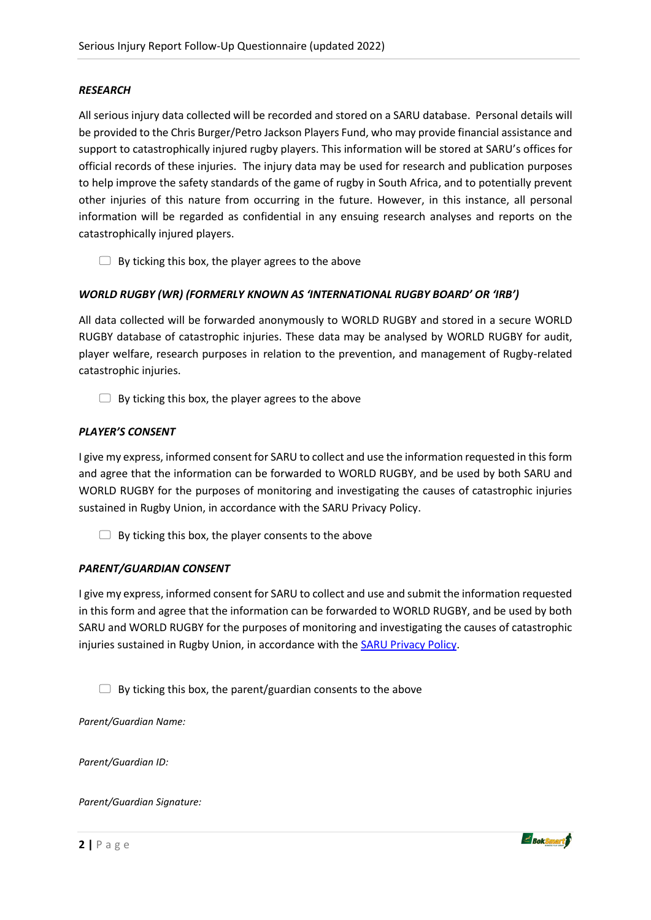***RESEARCH***

All serious injury data collected will be recorded and stored on a SARU database. Personal details will be provided to the Chris Burger/Petro Jackson Players Fund, who may provide financial assistance and support to catastrophically injured rugby players. This information will be stored at SARU's offices for official records of these injuries. The injury data may be used for research and publication purposes to help improve the safety standards of the game of rugby in South Africa, and to potentially prevent other injuries of this nature from occurring in the future. However, in this instance, all personal information will be regarded as confidential in any ensuing research analyses and reports on the catastrophically injured players.

- [ ] By ticking this box, the player agrees to the above

***WORLD RUGBY (WR) (FORMERLY KNOWN AS 'INTERNATIONAL RUGBY BOARD' OR 'IRB')***

All data collected will be forwarded anonymously to WORLD RUGBY and stored in a secure WORLD RUGBY database of catastrophic injuries. These data may be analysed by WORLD RUGBY for audit, player welfare, research purposes in relation to the prevention, and management of Rugby-related catastrophic injuries.

- [ ] By ticking this box, the player agrees to the above

***PLAYER'S CONSENT***

I give my express, informed consent for SARU to collect and use the information requested in this form and agree that the information can be forwarded to WORLD RUGBY, and be used by both SARU and WORLD RUGBY for the purposes of monitoring and investigating the causes of catastrophic injuries sustained in Rugby Union, in accordance with the SARU Privacy Policy.

- [ ] By ticking this box, the player consents to the above

***PARENT/GUARDIAN CONSENT***

I give my express, informed consent for SARU to collect and use and submit the information requested in this form and agree that the information can be forwarded to WORLD RUGBY, and be used by both SARU and WORLD RUGBY for the purposes of monitoring and investigating the causes of catastrophic injuries sustained in Rugby Union, in accordance with the SARU Privacy Policy.

- [ ] By ticking this box, the parent/guardian consents to the above

*Parent/Guardian Name:*

*Parent/Guardian ID:*

*Parent/Guardian Signature:*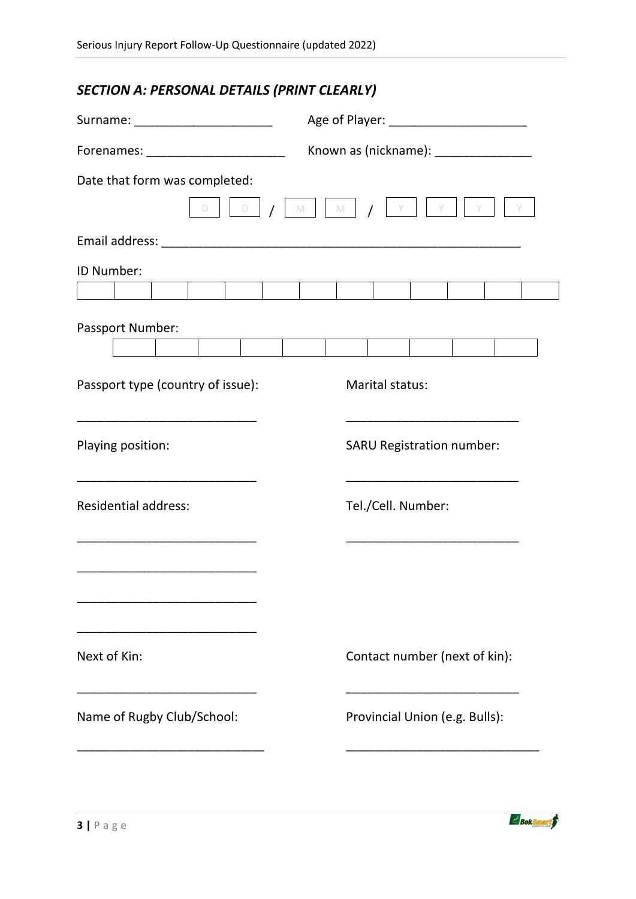## *SECTION A: PERSONAL DETAILS (PRINT CLEARLY)*

Surname: ____________________ Age of Player: ____________________

Forenames: ____________________ Known as (nickname): ______________

Date that form was completed:

D D / M M / Y Y Y Y

Email address: ____________________________________________________

ID Number:

| | | | | | | | | | | | | |
|---|---|---|---|---|---|---|---|---|---|---|---|---|
| | | | | | | | | | | | | |

Passport Number:

| | | | | | | | | | |
|---|---|---|---|---|---|---|---|---|---|
| | | | | | | | | | |

Passport type (country of issue):

__________________________

Marital status:

__________________________

Playing position:

__________________________

SARU Registration number:

__________________________

Residential address:

__________________________

__________________________

__________________________

__________________________

Tel./Cell. Number:

__________________________

Next of Kin:

__________________________

Contact number (next of kin):

__________________________

Name of Rugby Club/School:

__________________________

Provincial Union (e.g. Bulls):

__________________________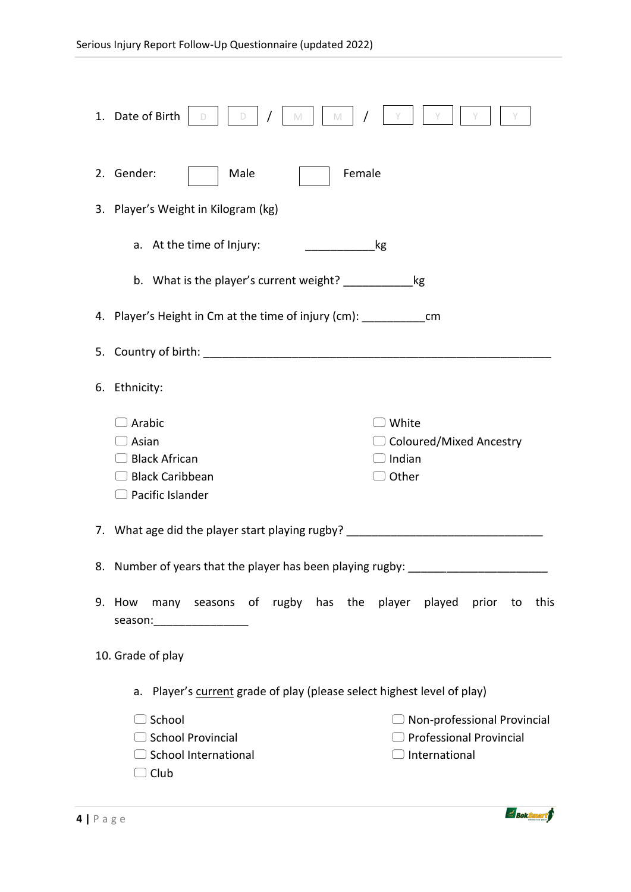1. Date of Birth D D / M M / Y Y Y Y

2. Gender: ☐ Male ☐ Female

3. Player's Weight in Kilogram (kg)

   a. At the time of Injury: ___________kg

   b. What is the player's current weight? ___________kg

4. Player's Height in Cm at the time of injury (cm): __________cm

5. Country of birth: ___________________________________________________________

6. Ethnicity:

   ☐ Arabic
   ☐ Asian
   ☐ Black African
   ☐ Black Caribbean
   ☐ Pacific Islander
   ☐ White
   ☐ Coloured/Mixed Ancestry
   ☐ Indian
   ☐ Other

7. What age did the player start playing rugby? _______________________________

8. Number of years that the player has been playing rugby: ______________________

9. How many seasons of rugby has the player played prior to this season:_______________

10. Grade of play

    a. Player's <u>current</u> grade of play (please select highest level of play)

    ☐ School
    ☐ School Provincial
    ☐ School International
    ☐ Club
    ☐ Non-professional Provincial
    ☐ Professional Provincial
    ☐ International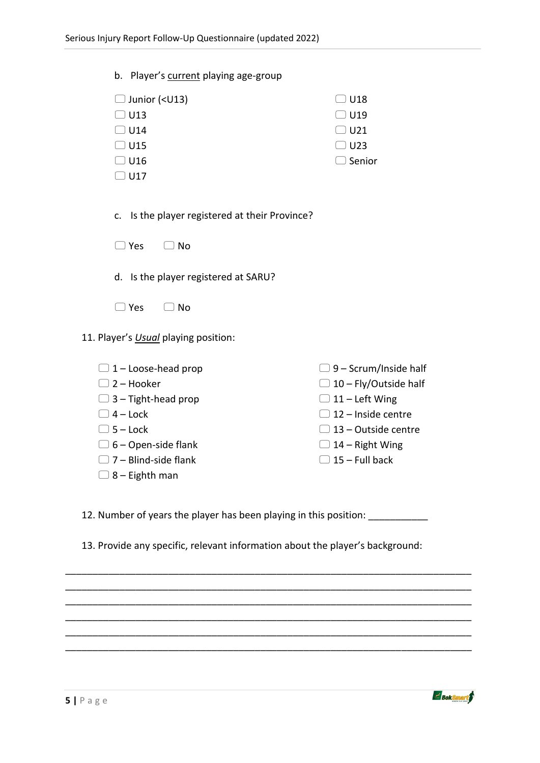b. Player's <u>current</u> playing age-group

- ☐ Junior (<U13)
- ☐ U13
- ☐ U14
- ☐ U15
- ☐ U16
- ☐ U17
- ☐ U18
- ☐ U19
- ☐ U21
- ☐ U23
- ☐ Senior

c. Is the player registered at their Province?

☐ Yes ☐ No

d. Is the player registered at SARU?

☐ Yes ☐ No

11. Player's <u>*Usual*</u> playing position:

- ☐ 1 – Loose-head prop
- ☐ 2 – Hooker
- ☐ 3 – Tight-head prop
- ☐ 4 – Lock
- ☐ 5 – Lock
- ☐ 6 – Open-side flank
- ☐ 7 – Blind-side flank
- ☐ 8 – Eighth man
- ☐ 9 – Scrum/Inside half
- ☐ 10 – Fly/Outside half
- ☐ 11 – Left Wing
- ☐ 12 – Inside centre
- ☐ 13 – Outside centre
- ☐ 14 – Right Wing
- ☐ 15 – Full back

12. Number of years the player has been playing in this position: ___________

13. Provide any specific, relevant information about the player's background:

______________________________________________________________________________
______________________________________________________________________________
______________________________________________________________________________
______________________________________________________________________________
______________________________________________________________________________
______________________________________________________________________________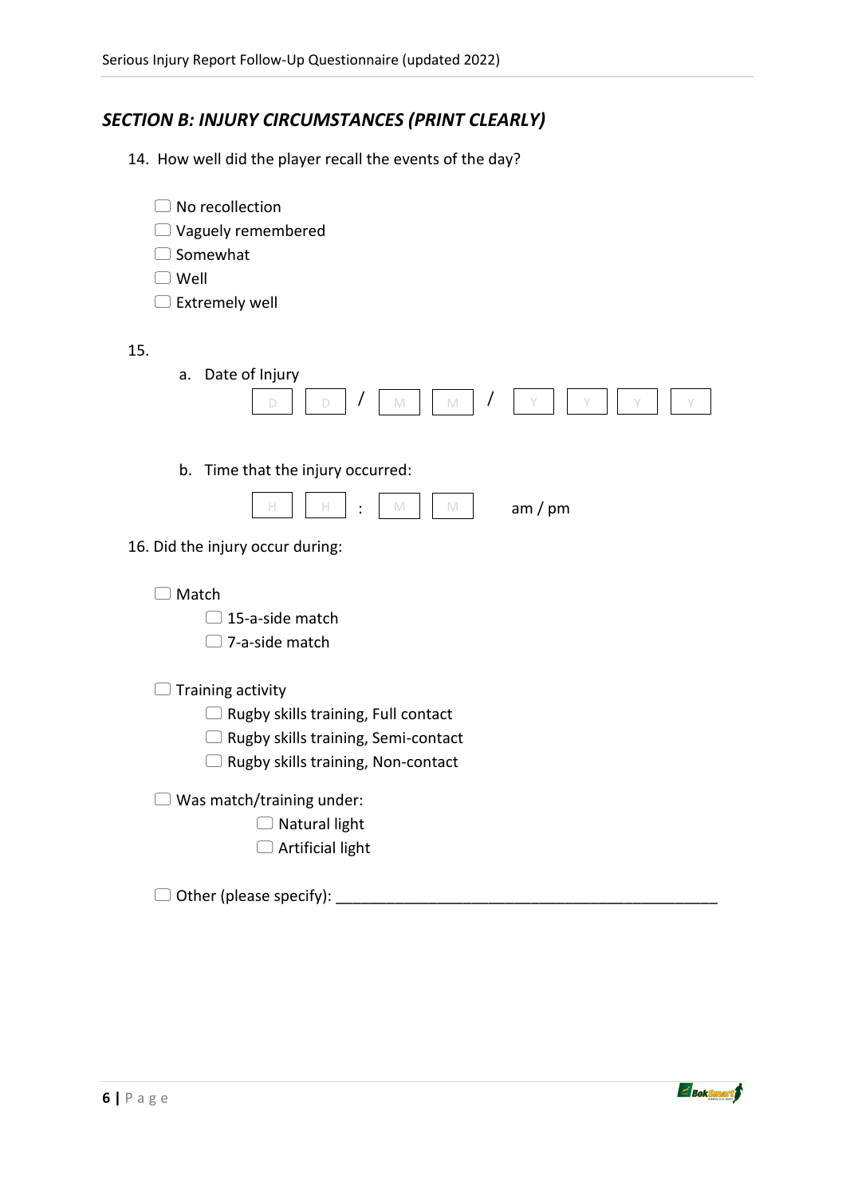## *SECTION B: INJURY CIRCUMSTANCES (PRINT CLEARLY)*

14. How well did the player recall the events of the day?

- ☐ No recollection
- ☐ Vaguely remembered
- ☐ Somewhat
- ☐ Well
- ☐ Extremely well

15.

a. Date of Injury

D D / M M / Y Y Y Y

b. Time that the injury occurred:

H H : M M am / pm

16. Did the injury occur during:

- ☐ Match
  - ☐ 15-a-side match
  - ☐ 7-a-side match
- ☐ Training activity
  - ☐ Rugby skills training, Full contact
  - ☐ Rugby skills training, Semi-contact
  - ☐ Rugby skills training, Non-contact
- ☐ Was match/training under:
  - ☐ Natural light
  - ☐ Artificial light
- ☐ Other (please specify): ______________________________________________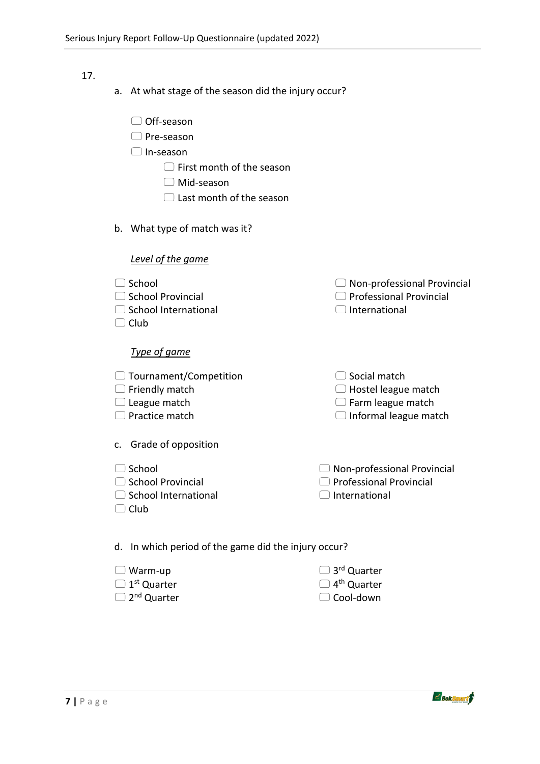17.

a. At what stage of the season did the injury occur?

- ☐ Off-season
- ☐ Pre-season
- ☐ In-season
    - ☐ First month of the season
    - ☐ Mid-season
    - ☐ Last month of the season

b. What type of match was it?

*Level of the game*

- ☐ School
- ☐ School Provincial
- ☐ School International
- ☐ Club
- ☐ Non-professional Provincial
- ☐ Professional Provincial
- ☐ International

*Type of game*

- ☐ Tournament/Competition
- ☐ Friendly match
- ☐ League match
- ☐ Practice match
- ☐ Social match
- ☐ Hostel league match
- ☐ Farm league match
- ☐ Informal league match

c. Grade of opposition

- ☐ School
- ☐ School Provincial
- ☐ School International
- ☐ Club
- ☐ Non-professional Provincial
- ☐ Professional Provincial
- ☐ International

d. In which period of the game did the injury occur?

- ☐ Warm-up
- ☐ 1st Quarter
- ☐ 2nd Quarter
- ☐ 3rd Quarter
- ☐ 4th Quarter
- ☐ Cool-down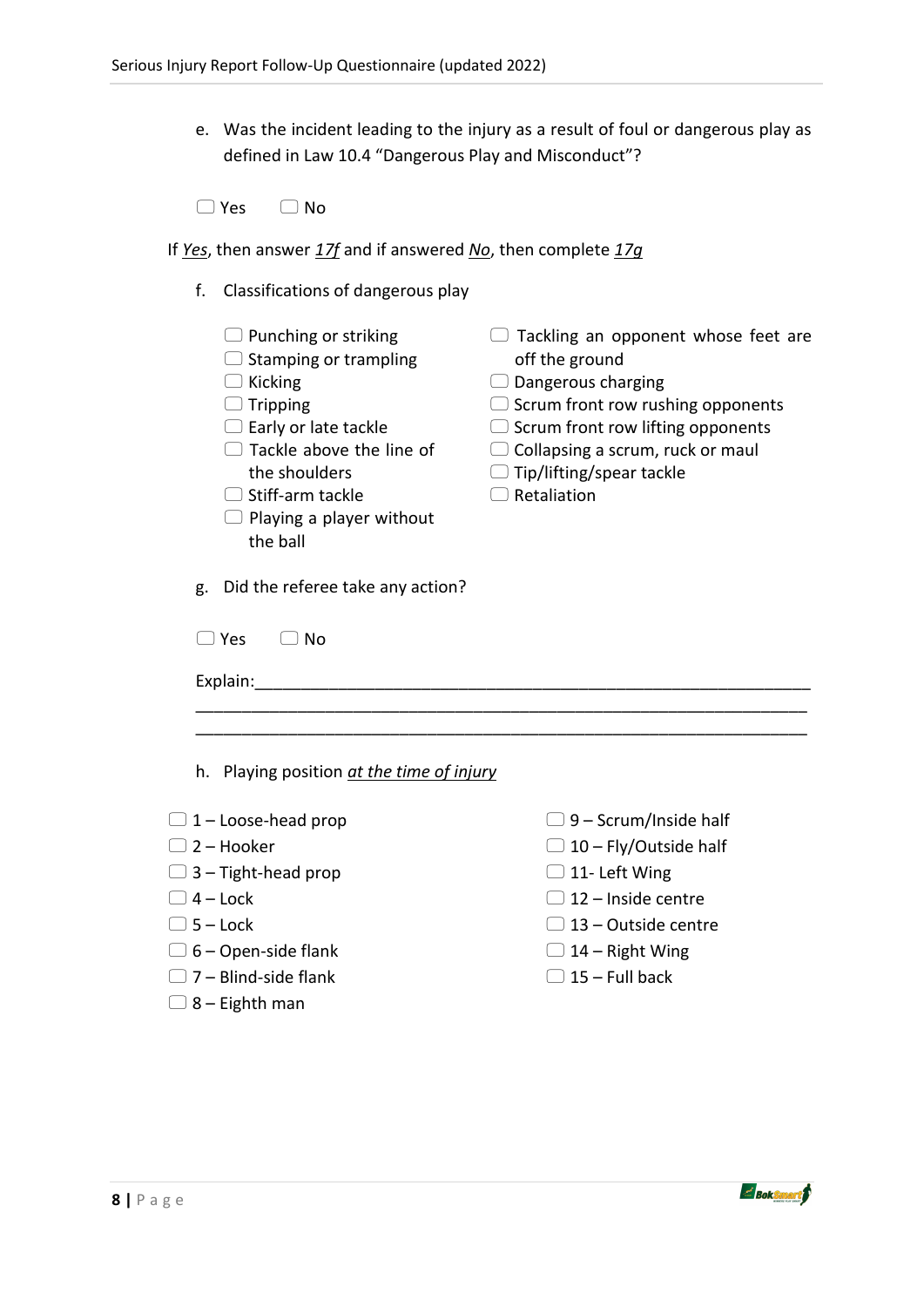e. Was the incident leading to the injury as a result of foul or dangerous play as defined in Law 10.4 "Dangerous Play and Misconduct"?

☐ Yes ☐ No

If *Yes*, then answer *17f* and if answered *No*, then complete *17g*

f. Classifications of dangerous play

- ☐ Punching or striking
- ☐ Stamping or trampling
- ☐ Kicking
- ☐ Tripping
- ☐ Early or late tackle
- ☐ Tackle above the line of the shoulders
- ☐ Stiff-arm tackle
- ☐ Playing a player without the ball
- ☐ Tackling an opponent whose feet are off the ground
- ☐ Dangerous charging
- ☐ Scrum front row rushing opponents
- ☐ Scrum front row lifting opponents
- ☐ Collapsing a scrum, ruck or maul
- ☐ Tip/lifting/spear tackle
- ☐ Retaliation

g. Did the referee take any action?

☐ Yes ☐ No

Explain:______________________________________________________________
_____________________________________________________________________
_____________________________________________________________________

h. Playing position *at the time of injury*

- ☐ 1 – Loose-head prop
- ☐ 2 – Hooker
- ☐ 3 – Tight-head prop
- ☐ 4 – Lock
- ☐ 5 – Lock
- ☐ 6 – Open-side flank
- ☐ 7 – Blind-side flank
- ☐ 8 – Eighth man
- ☐ 9 – Scrum/Inside half
- ☐ 10 – Fly/Outside half
- ☐ 11- Left Wing
- ☐ 12 – Inside centre
- ☐ 13 – Outside centre
- ☐ 14 – Right Wing
- ☐ 15 – Full back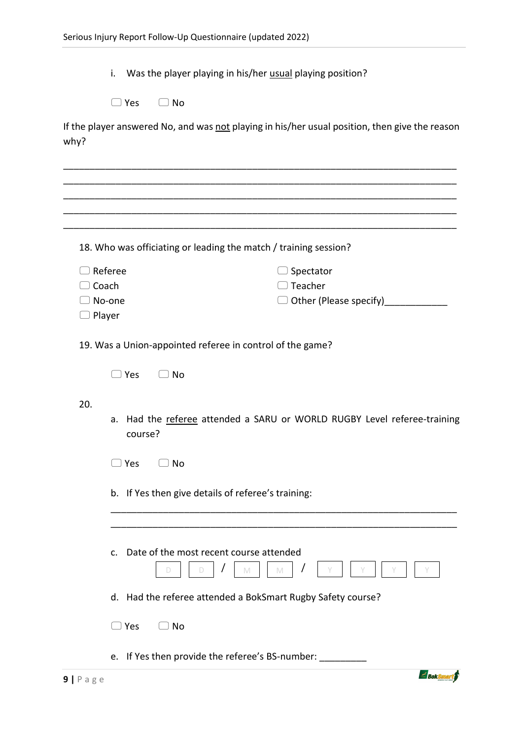i. Was the player playing in his/her <u>usual</u> playing position?

☐ Yes ☐ No

If the player answered No, and was <u>not</u> playing in his/her usual position, then give the reason why?

_______________________________________________________________________________
_______________________________________________________________________________
_______________________________________________________________________________
_______________________________________________________________________________
_______________________________________________________________________________

18. Who was officiating or leading the match / training session?

☐ Referee
☐ Coach
☐ No-one
☐ Player
☐ Spectator
☐ Teacher
☐ Other (Please specify)____________

19. Was a Union-appointed referee in control of the game?

☐ Yes ☐ No

20.

a. Had the <u>referee</u> attended a SARU or WORLD RUGBY Level referee-training course?

☐ Yes ☐ No

b. If Yes then give details of referee's training:

_______________________________________________________________________
_______________________________________________________________________

c. Date of the most recent course attended

D D / M M / Y Y Y Y

d. Had the referee attended a BokSmart Rugby Safety course?

☐ Yes ☐ No

e. If Yes then provide the referee's BS-number: _________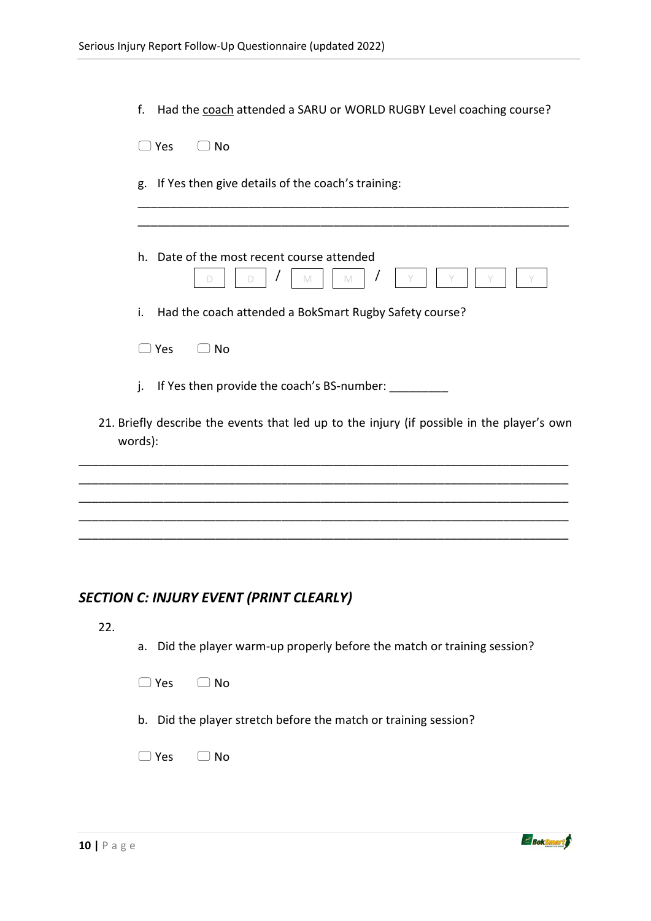f. Had the <u>coach</u> attended a SARU or WORLD RUGBY Level coaching course?

☐ Yes ☐ No

g. If Yes then give details of the coach's training:

\_\_\_\_\_\_\_\_\_\_\_\_\_\_\_\_\_\_\_\_\_\_\_\_\_\_\_\_\_\_\_\_\_\_\_\_\_\_\_\_\_\_\_\_\_\_\_\_\_\_\_\_\_\_\_\_\_\_\_\_\_\_\_\_

\_\_\_\_\_\_\_\_\_\_\_\_\_\_\_\_\_\_\_\_\_\_\_\_\_\_\_\_\_\_\_\_\_\_\_\_\_\_\_\_\_\_\_\_\_\_\_\_\_\_\_\_\_\_\_\_\_\_\_\_\_\_\_\_

h. Date of the most recent course attended

D D / M M / Y Y Y Y

i. Had the coach attended a BokSmart Rugby Safety course?

☐ Yes ☐ No

j. If Yes then provide the coach's BS-number: \_\_\_\_\_\_\_\_\_

21. Briefly describe the events that led up to the injury (if possible in the player's own words):

\_\_\_\_\_\_\_\_\_\_\_\_\_\_\_\_\_\_\_\_\_\_\_\_\_\_\_\_\_\_\_\_\_\_\_\_\_\_\_\_\_\_\_\_\_\_\_\_\_\_\_\_\_\_\_\_\_\_\_\_\_\_\_\_\_\_\_\_\_\_\_\_\_\_

\_\_\_\_\_\_\_\_\_\_\_\_\_\_\_\_\_\_\_\_\_\_\_\_\_\_\_\_\_\_\_\_\_\_\_\_\_\_\_\_\_\_\_\_\_\_\_\_\_\_\_\_\_\_\_\_\_\_\_\_\_\_\_\_\_\_\_\_\_\_\_\_\_\_

\_\_\_\_\_\_\_\_\_\_\_\_\_\_\_\_\_\_\_\_\_\_\_\_\_\_\_\_\_\_\_\_\_\_\_\_\_\_\_\_\_\_\_\_\_\_\_\_\_\_\_\_\_\_\_\_\_\_\_\_\_\_\_\_\_\_\_\_\_\_\_\_\_\_

\_\_\_\_\_\_\_\_\_\_\_\_\_\_\_\_\_\_\_\_\_\_\_\_\_\_\_\_\_\_\_\_\_\_\_\_\_\_\_\_\_\_\_\_\_\_\_\_\_\_\_\_\_\_\_\_\_\_\_\_\_\_\_\_\_\_\_\_\_\_\_\_\_\_

\_\_\_\_\_\_\_\_\_\_\_\_\_\_\_\_\_\_\_\_\_\_\_\_\_\_\_\_\_\_\_\_\_\_\_\_\_\_\_\_\_\_\_\_\_\_\_\_\_\_\_\_\_\_\_\_\_\_\_\_\_\_\_\_\_\_\_\_\_\_\_\_\_\_

## *SECTION C: INJURY EVENT (PRINT CLEARLY)*

22.

a. Did the player warm-up properly before the match or training session?

☐ Yes ☐ No

b. Did the player stretch before the match or training session?

☐ Yes ☐ No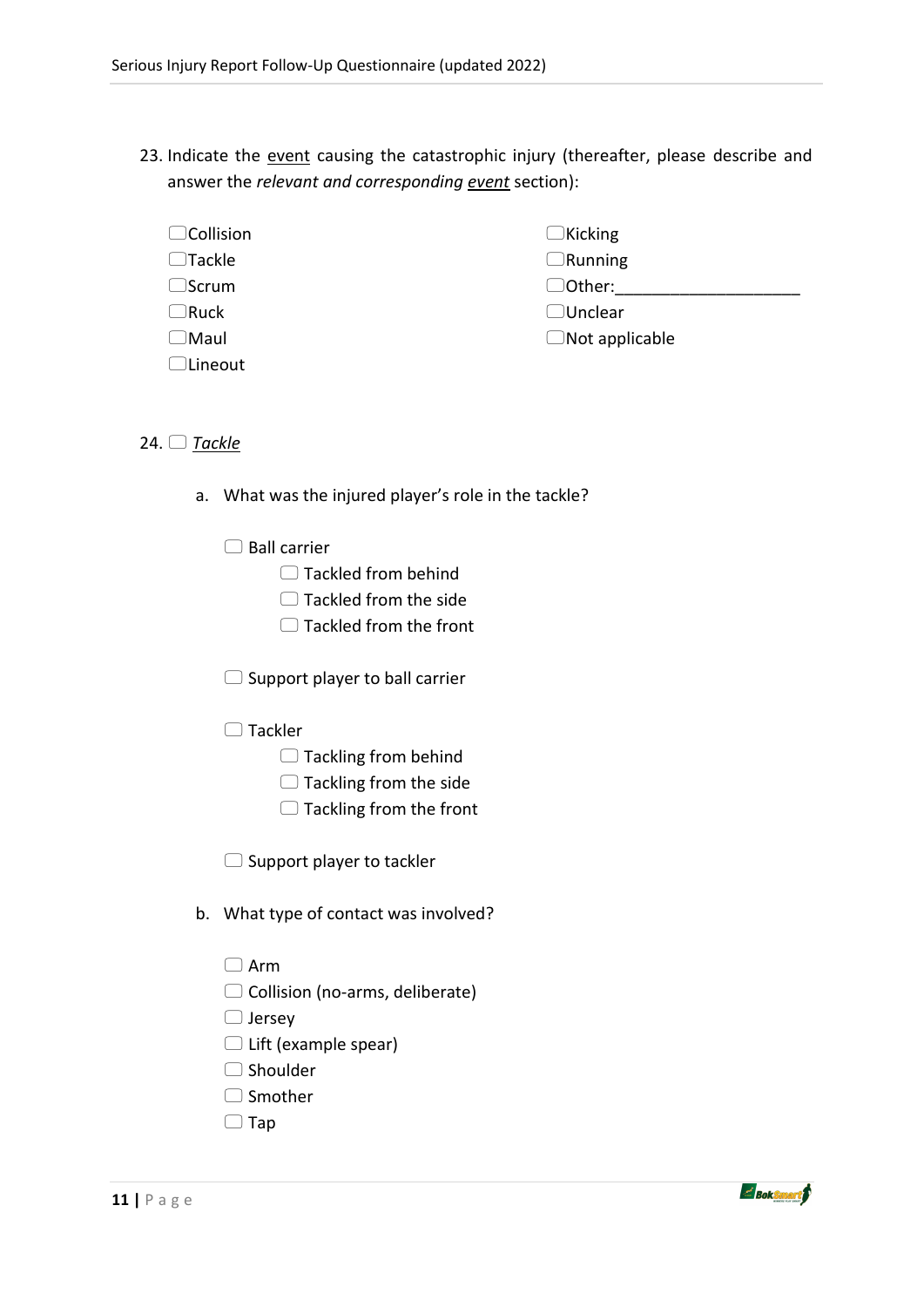23. Indicate the <u>event</u> causing the catastrophic injury (thereafter, please describe and answer the *relevant and corresponding <u>event</u>* section):

- ☐ Collision
- ☐ Tackle
- ☐ Scrum
- ☐ Ruck
- ☐ Maul
- ☐ Lineout
- ☐ Kicking
- ☐ Running
- ☐ Other:____________________
- ☐ Unclear
- ☐ Not applicable

24. ☐ ***<u>Tackle</u>***

   a. What was the injured player's role in the tackle?

   - ☐ Ball carrier
     - ☐ Tackled from behind
     - ☐ Tackled from the side
     - ☐ Tackled from the front
   - ☐ Support player to ball carrier
   - ☐ Tackler
     - ☐ Tackling from behind
     - ☐ Tackling from the side
     - ☐ Tackling from the front
   - ☐ Support player to tackler

   b. What type of contact was involved?

   - ☐ Arm
   - ☐ Collision (no-arms, deliberate)
   - ☐ Jersey
   - ☐ Lift (example spear)
   - ☐ Shoulder
   - ☐ Smother
   - ☐ Tap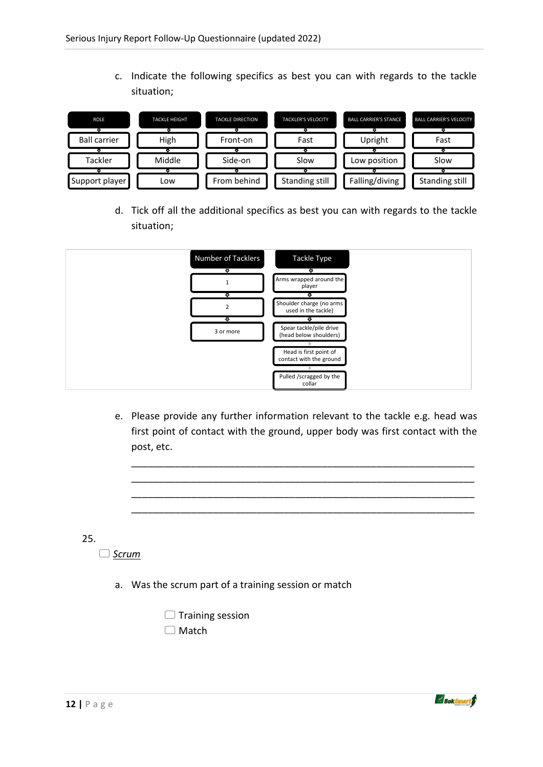c. Indicate the following specifics as best you can with regards to the tackle situation;

| ROLE | TACKLE HEIGHT | TACKLE DIRECTION | TACKLER'S VELOCITY | BALL CARRIER'S STANCE | BALL CARRIER'S VELOCITY |
|---|---|---|---|---|---|
| Ball carrier | High | Front-on | Fast | Upright | Fast |
| Tackler | Middle | Side-on | Slow | Low position | Slow |
| Support player | Low | From behind | Standing still | Falling/diving | Standing still |

d. Tick off all the additional specifics as best you can with regards to the tackle situation;

| Number of Tacklers | Tackle Type |
|---|---|
| 1 | Arms wrapped around the player |
| 2 | Shoulder charge (no arms used in the tackle) |
| 3 or more | Spear tackle/pile drive (head below shoulders) |
| | Head is first point of contact with the ground |
| | Pulled /scragged by the collar |

e. Please provide any further information relevant to the tackle e.g. head was first point of contact with the ground, upper body was first contact with the post, etc.

______________________________________________________________________

______________________________________________________________________

______________________________________________________________________

______________________________________________________________________

25.

☐ *Scrum*

a. Was the scrum part of a training session or match

☐ Training session
☐ Match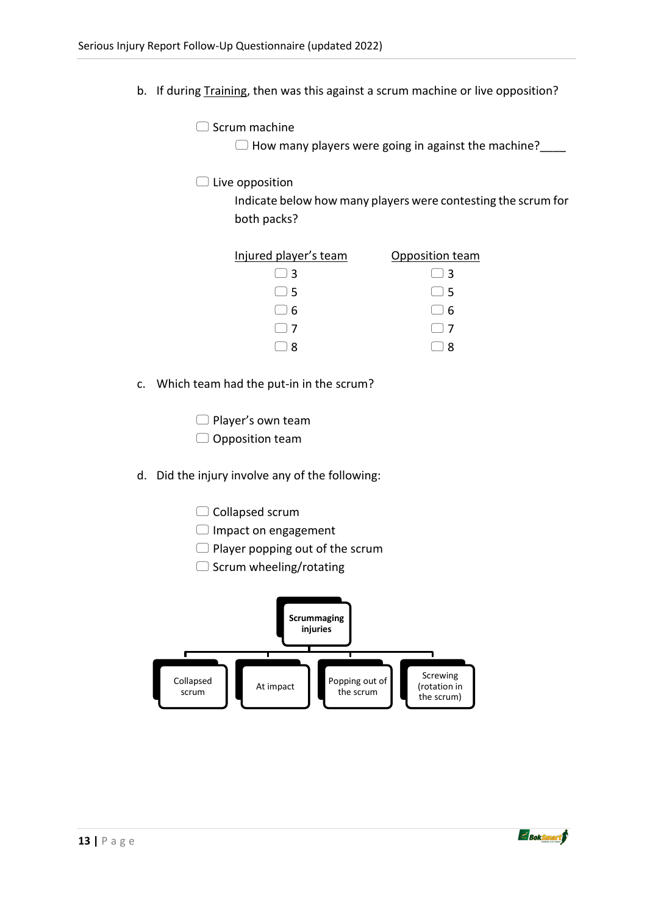b. If during <u>Training</u>, then was this against a scrum machine or live opposition?

- ☐ Scrum machine
  - ☐ How many players were going in against the machine?____
- ☐ Live opposition

  Indicate below how many players were contesting the scrum for both packs?

| Injured player's team | Opposition team |
|---|---|
| ☐ 3 | ☐ 3 |
| ☐ 5 | ☐ 5 |
| ☐ 6 | ☐ 6 |
| ☐ 7 | ☐ 7 |
| ☐ 8 | ☐ 8 |

c. Which team had the put-in in the scrum?

- ☐ Player's own team
- ☐ Opposition team

d. Did the injury involve any of the following:

- ☐ Collapsed scrum
- ☐ Impact on engagement
- ☐ Player popping out of the scrum
- ☐ Scrum wheeling/rotating

**Scrummaging injuries**

- Collapsed scrum
- At impact
- Popping out of the scrum
- Screwing (rotation in the scrum)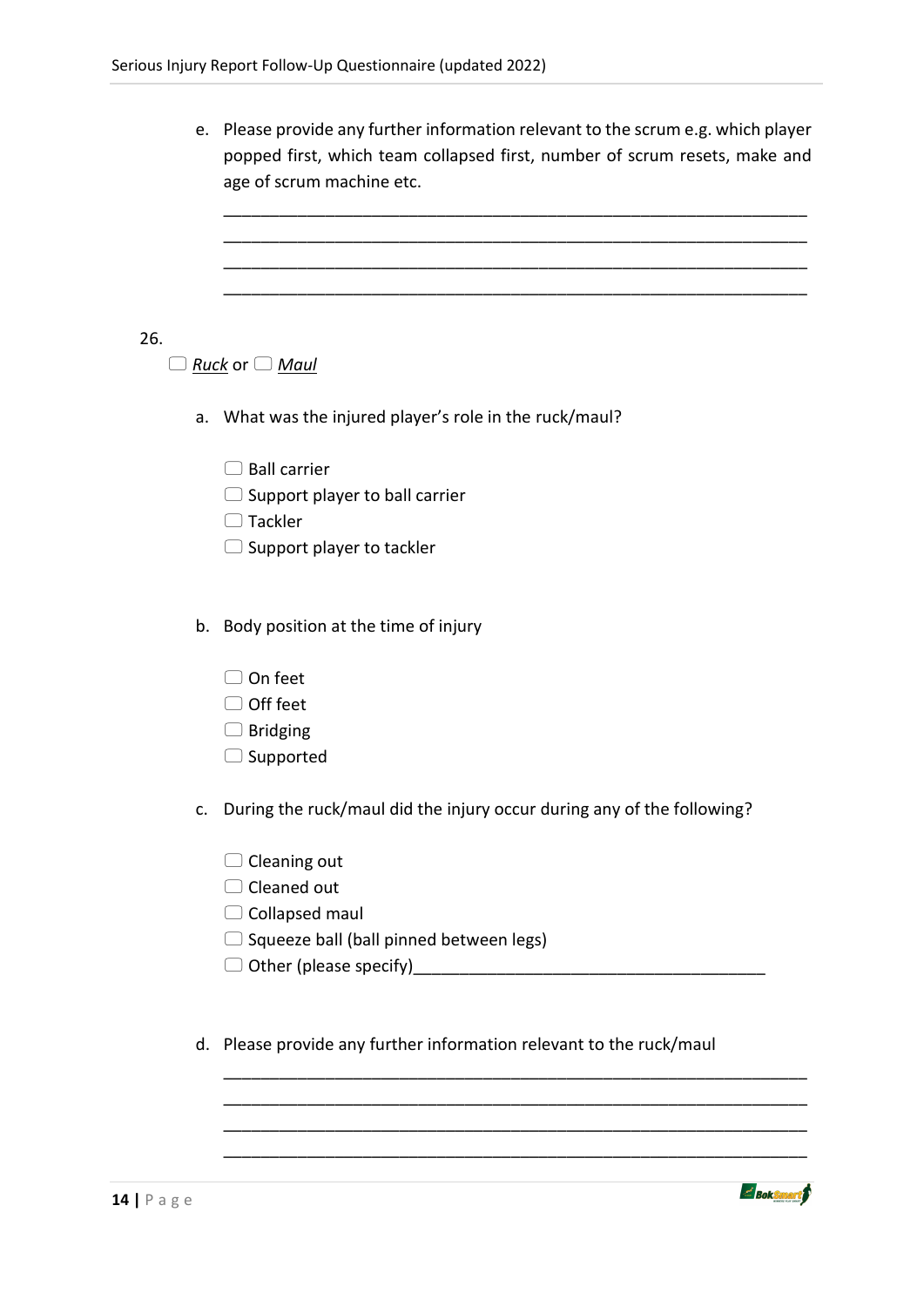e. Please provide any further information relevant to the scrum e.g. which player popped first, which team collapsed first, number of scrum resets, make and age of scrum machine etc.

_______________________________________________________________
_______________________________________________________________
_______________________________________________________________
_______________________________________________________________

26.

☐ *Ruck* or ☐ *Maul*

a. What was the injured player's role in the ruck/maul?

☐ Ball carrier
☐ Support player to ball carrier
☐ Tackler
☐ Support player to tackler

b. Body position at the time of injury

☐ On feet
☐ Off feet
☐ Bridging
☐ Supported

c. During the ruck/maul did the injury occur during any of the following?

☐ Cleaning out
☐ Cleaned out
☐ Collapsed maul
☐ Squeeze ball (ball pinned between legs)
☐ Other (please specify)_____________________________________

d. Please provide any further information relevant to the ruck/maul

_______________________________________________________________
_______________________________________________________________
_______________________________________________________________
_______________________________________________________________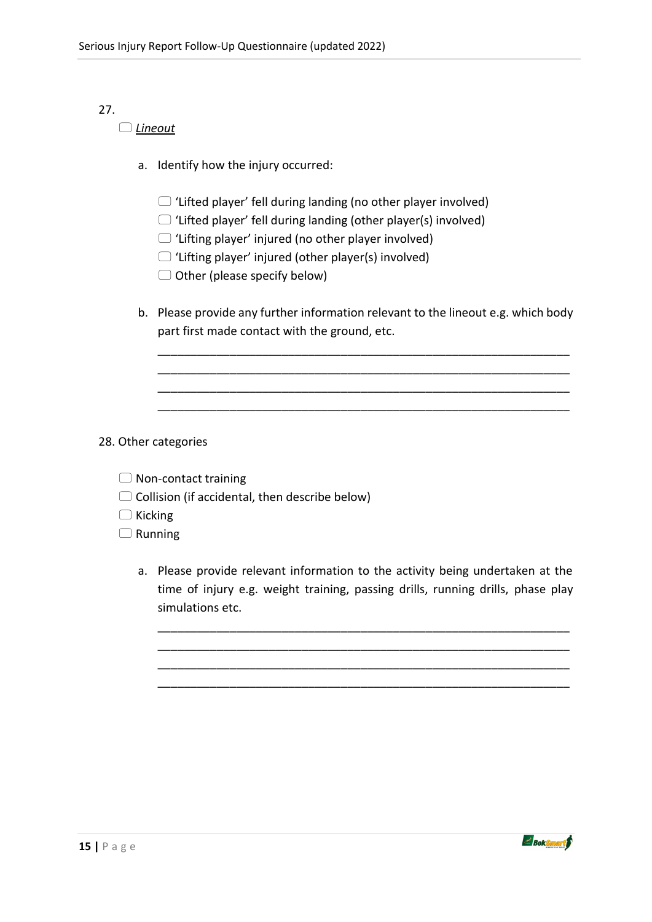27.

☐ ***Lineout***

a. Identify how the injury occurred:

☐ 'Lifted player' fell during landing (no other player involved)
☐ 'Lifted player' fell during landing (other player(s) involved)
☐ 'Lifting player' injured (no other player involved)
☐ 'Lifting player' injured (other player(s) involved)
☐ Other (please specify below)

b. Please provide any further information relevant to the lineout e.g. which body part first made contact with the ground, etc.

_______________________________________________________________
_______________________________________________________________
_______________________________________________________________
_______________________________________________________________

28. Other categories

☐ Non-contact training
☐ Collision (if accidental, then describe below)
☐ Kicking
☐ Running

a. Please provide relevant information to the activity being undertaken at the time of injury e.g. weight training, passing drills, running drills, phase play simulations etc.

_______________________________________________________________
_______________________________________________________________
_______________________________________________________________
_______________________________________________________________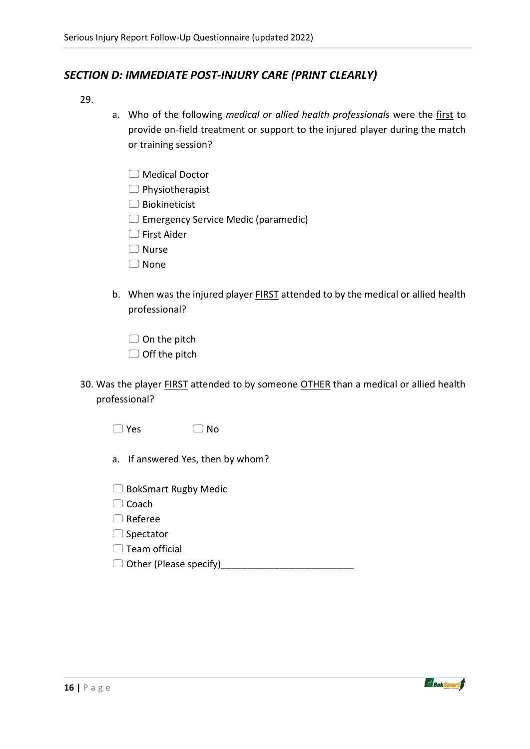## *SECTION D: IMMEDIATE POST-INJURY CARE (PRINT CLEARLY)*

29.

a. Who of the following *medical or allied health professionals* were the first to provide on-field treatment or support to the injured player during the match or training session?

- ☐ Medical Doctor
- ☐ Physiotherapist
- ☐ Biokineticist
- ☐ Emergency Service Medic (paramedic)
- ☐ First Aider
- ☐ Nurse
- ☐ None

b. When was the injured player FIRST attended to by the medical or allied health professional?

- ☐ On the pitch
- ☐ Off the pitch

30. Was the player FIRST attended to by someone OTHER than a medical or allied health professional?

☐ Yes ☐ No

a. If answered Yes, then by whom?

- ☐ BokSmart Rugby Medic
- ☐ Coach
- ☐ Referee
- ☐ Spectator
- ☐ Team official
- ☐ Other (Please specify)_________________________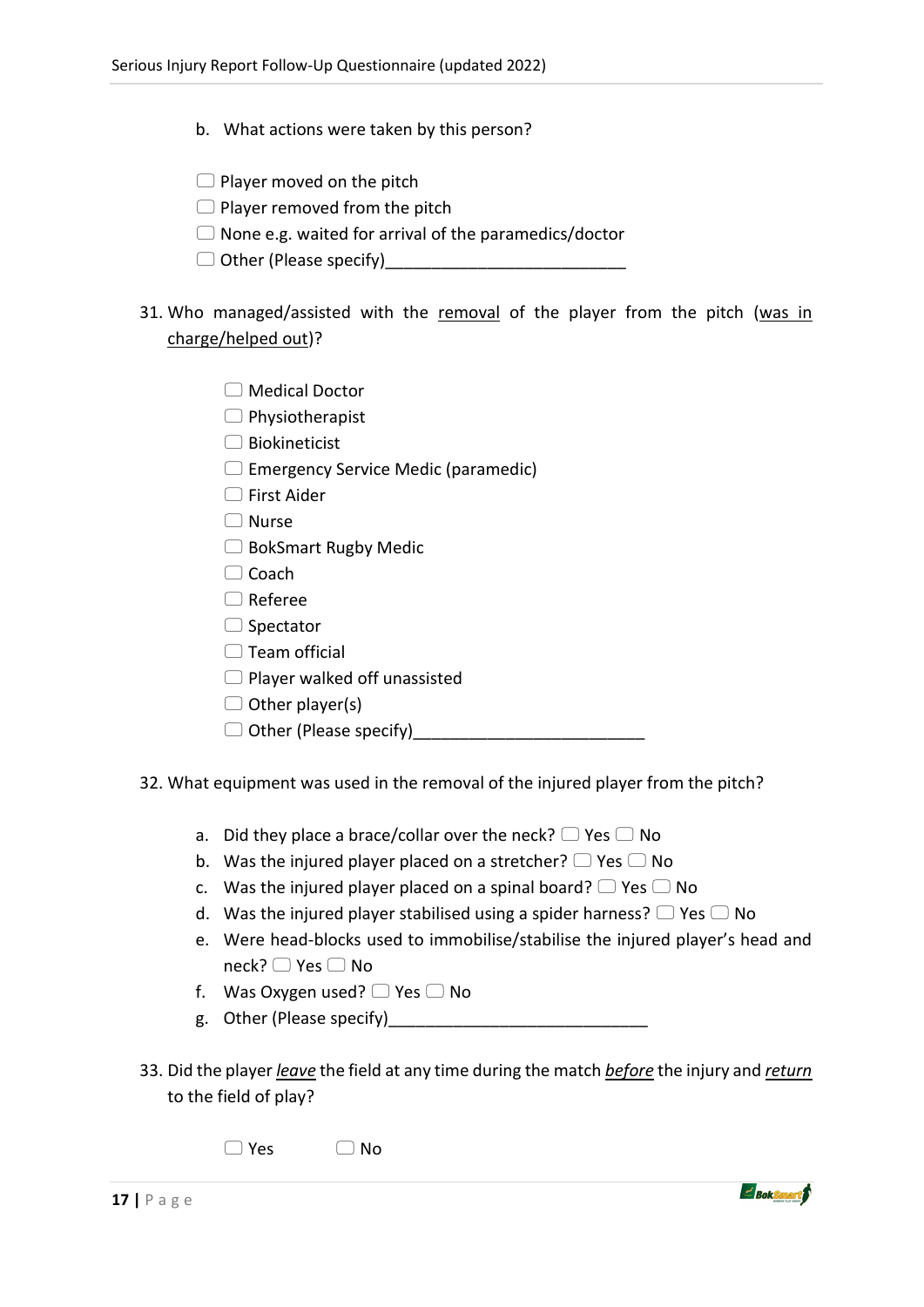b. What actions were taken by this person?

☐ Player moved on the pitch
☐ Player removed from the pitch
☐ None e.g. waited for arrival of the paramedics/doctor
☐ Other (Please specify)__________________________

31. Who managed/assisted with the <u>removal</u> of the player from the pitch (<u>was in charge/helped out</u>)?

    ☐ Medical Doctor
    ☐ Physiotherapist
    ☐ Biokineticist
    ☐ Emergency Service Medic (paramedic)
    ☐ First Aider
    ☐ Nurse
    ☐ BokSmart Rugby Medic
    ☐ Coach
    ☐ Referee
    ☐ Spectator
    ☐ Team official
    ☐ Player walked off unassisted
    ☐ Other player(s)
    ☐ Other (Please specify)_________________________

32. What equipment was used in the removal of the injured player from the pitch?

    a. Did they place a brace/collar over the neck? ☐ Yes ☐ No
    b. Was the injured player placed on a stretcher? ☐ Yes ☐ No
    c. Was the injured player placed on a spinal board? ☐ Yes ☐ No
    d. Was the injured player stabilised using a spider harness? ☐ Yes ☐ No
    e. Were head-blocks used to immobilise/stabilise the injured player's head and neck? ☐ Yes ☐ No
    f. Was Oxygen used? ☐ Yes ☐ No
    g. Other (Please specify)____________________________

33. Did the player <u>*leave*</u> the field at any time during the match <u>*before*</u> the injury and <u>*return*</u> to the field of play?

    ☐ Yes ☐ No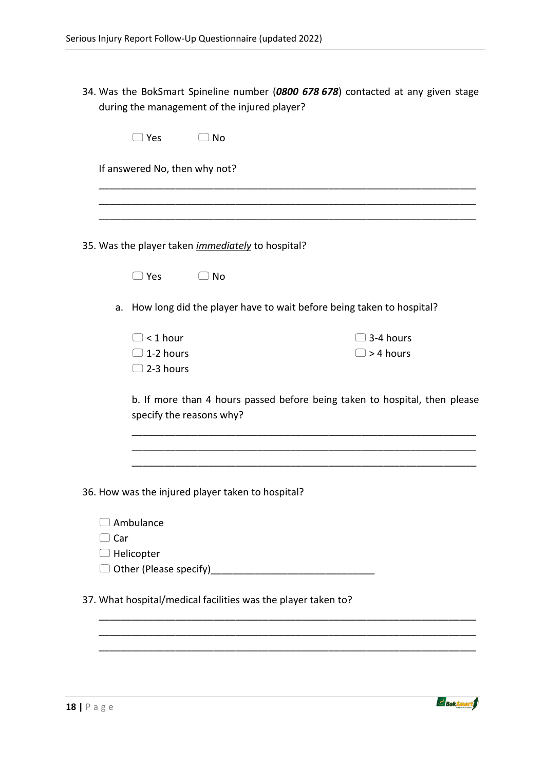34. Was the BokSmart Spineline number (***0800 678 678***) contacted at any given stage during the management of the injured player?

   ☐ Yes ☐ No

   If answered No, then why not?

   ______________________________________________________________________
   ______________________________________________________________________
   ______________________________________________________________________

35. Was the player taken *__immediately__* to hospital?

   ☐ Yes ☐ No

   a. How long did the player have to wait before being taken to hospital?

   ☐ < 1 hour
   ☐ 1-2 hours
   ☐ 2-3 hours
   ☐ 3-4 hours
   ☐ > 4 hours

   b. If more than 4 hours passed before being taken to hospital, then please specify the reasons why?

   ______________________________________________________________________
   ______________________________________________________________________
   ______________________________________________________________________

36. How was the injured player taken to hospital?

   ☐ Ambulance
   ☐ Car
   ☐ Helicopter
   ☐ Other (Please specify)______________________________

37. What hospital/medical facilities was the player taken to?

   ______________________________________________________________________
   ______________________________________________________________________
   ______________________________________________________________________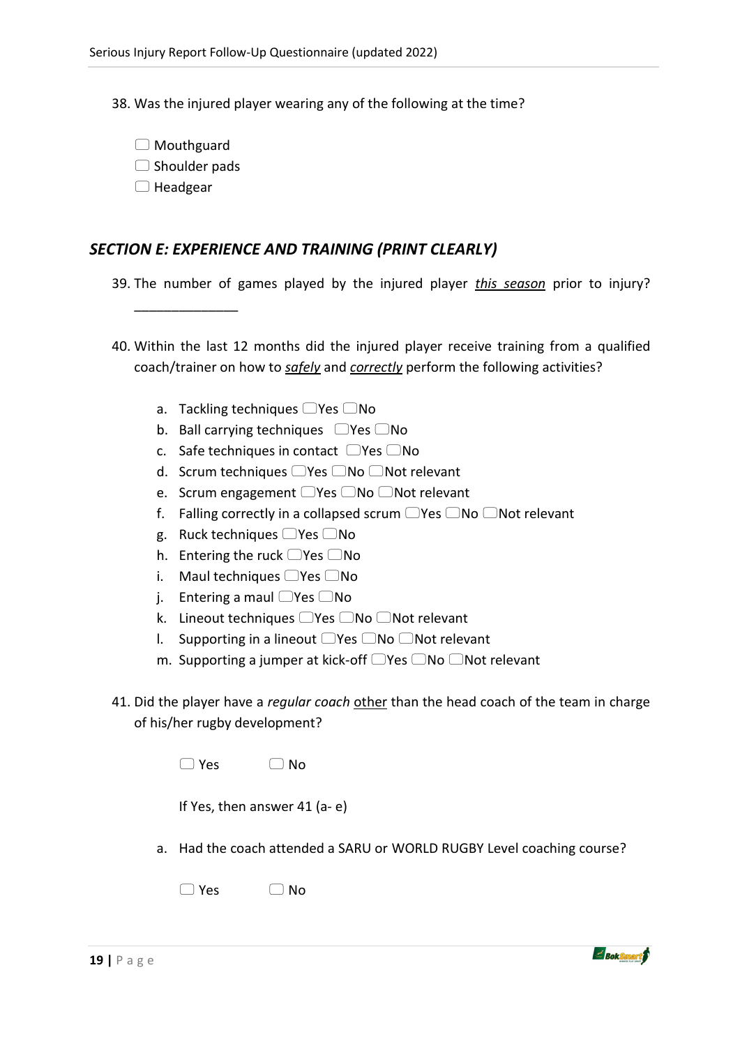38. Was the injured player wearing any of the following at the time?

☐ Mouthguard
☐ Shoulder pads
☐ Headgear

## *SECTION E: EXPERIENCE AND TRAINING (PRINT CLEARLY)*

39. The number of games played by the injured player ***<u>this season</u>*** prior to injury? ______________

40. Within the last 12 months did the injured player receive training from a qualified coach/trainer on how to *<u>safely</u>* and *<u>correctly</u>* perform the following activities?

    a. Tackling techniques ☐Yes ☐No
    b. Ball carrying techniques ☐Yes ☐No
    c. Safe techniques in contact ☐Yes ☐No
    d. Scrum techniques ☐Yes ☐No ☐Not relevant
    e. Scrum engagement ☐Yes ☐No ☐Not relevant
    f. Falling correctly in a collapsed scrum ☐Yes ☐No ☐Not relevant
    g. Ruck techniques ☐Yes ☐No
    h. Entering the ruck ☐Yes ☐No
    i. Maul techniques ☐Yes ☐No
    j. Entering a maul ☐Yes ☐No
    k. Lineout techniques ☐Yes ☐No ☐Not relevant
    l. Supporting in a lineout ☐Yes ☐No ☐Not relevant
    m. Supporting a jumper at kick-off ☐Yes ☐No ☐Not relevant

41. Did the player have a *regular coach* <u>other</u> than the head coach of the team in charge of his/her rugby development?

    ☐ Yes ☐ No

    If Yes, then answer 41 (a- e)

    a. Had the coach attended a SARU or WORLD RUGBY Level coaching course?

    ☐ Yes ☐ No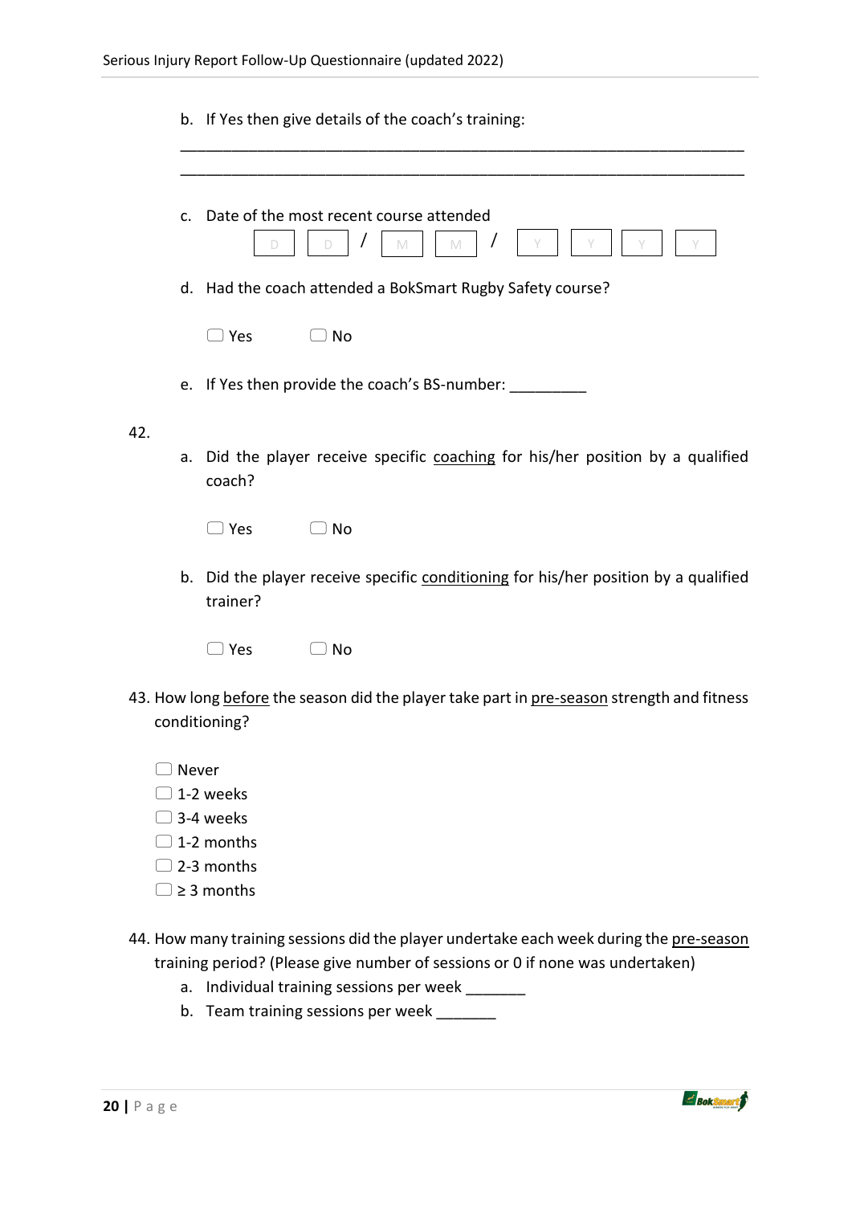b. If Yes then give details of the coach's training:

_______________________________________________________________

_______________________________________________________________

c. Date of the most recent course attended

D D / M M / Y Y Y Y

d. Had the coach attended a BokSmart Rugby Safety course?

☐ Yes ☐ No

e. If Yes then provide the coach's BS-number: _________

42.

a. Did the player receive specific <u>coaching</u> for his/her position by a qualified coach?

☐ Yes ☐ No

b. Did the player receive specific <u>conditioning</u> for his/her position by a qualified trainer?

☐ Yes ☐ No

43. How long <u>before</u> the season did the player take part in <u>pre-season</u> strength and fitness conditioning?

☐ Never
☐ 1-2 weeks
☐ 3-4 weeks
☐ 1-2 months
☐ 2-3 months
☐ ≥ 3 months

44. How many training sessions did the player undertake each week during the <u>pre-season</u> training period? (Please give number of sessions or 0 if none was undertaken)

a. Individual training sessions per week _______
b. Team training sessions per week _______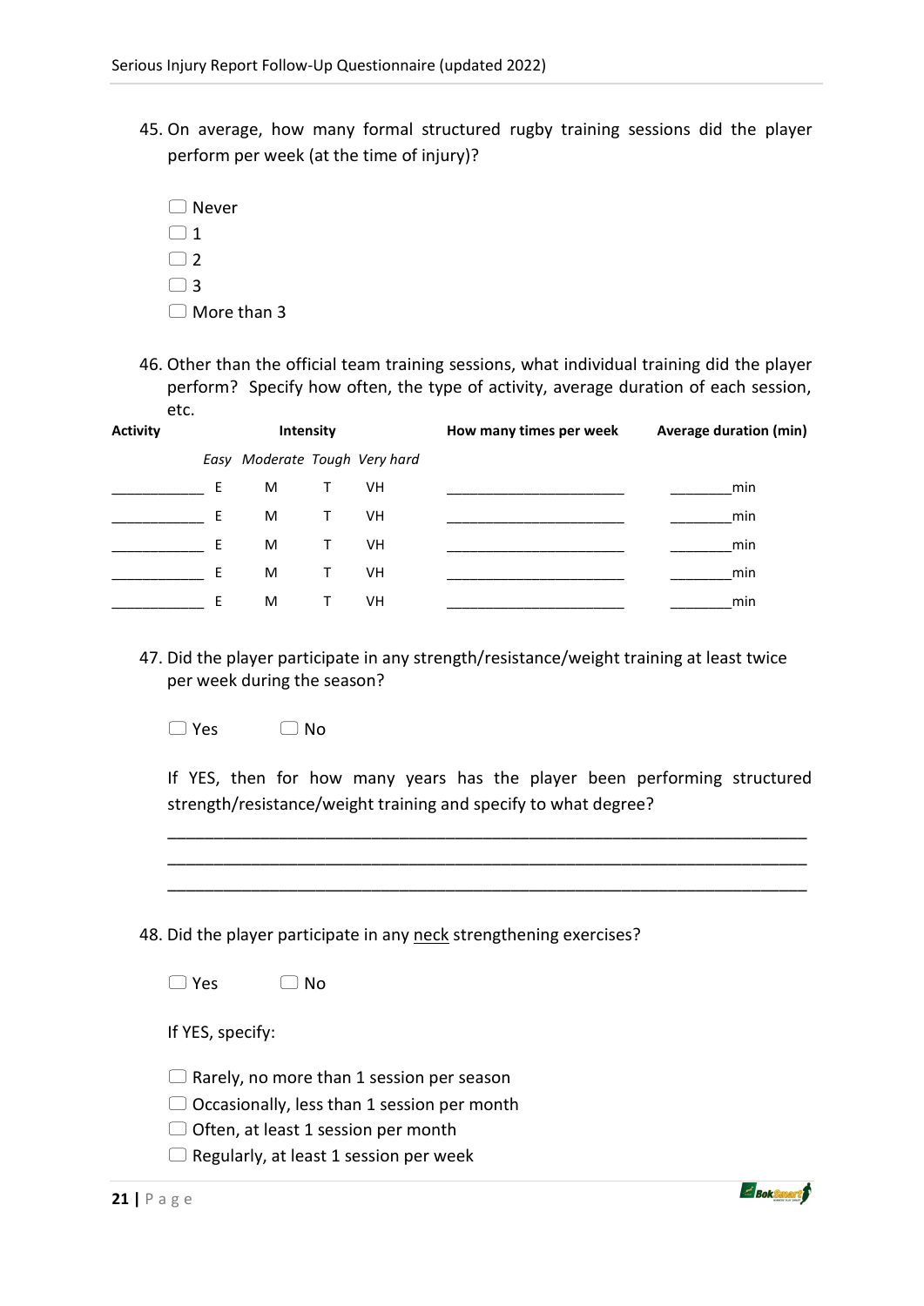45. On average, how many formal structured rugby training sessions did the player perform per week (at the time of injury)?

   ☐ Never
   ☐ 1
   ☐ 2
   ☐ 3
   ☐ More than 3

46. Other than the official team training sessions, what individual training did the player perform? Specify how often, the type of activity, average duration of each session, etc.

| Activity | Intensity | | | | How many times per week | Average duration (min) |
|---|---|---|---|---|---|---|
| | *Easy* | *Moderate* | *Tough* | *Very hard* | | |
| ___________ | E | M | T | VH | ______________________ | ________min |
| ___________ | E | M | T | VH | ______________________ | ________min |
| ___________ | E | M | T | VH | ______________________ | ________min |
| ___________ | E | M | T | VH | ______________________ | ________min |
| ___________ | E | M | T | VH | ______________________ | ________min |

47. Did the player participate in any strength/resistance/weight training at least twice per week during the season?

   ☐ Yes ☐ No

   If YES, then for how many years has the player been performing structured strength/resistance/weight training and specify to what degree?

   ________________________________________________________________________
   ________________________________________________________________________
   ________________________________________________________________________

48. Did the player participate in any <u>neck</u> strengthening exercises?

   ☐ Yes ☐ No

   If YES, specify:

   ☐ Rarely, no more than 1 session per season
   ☐ Occasionally, less than 1 session per month
   ☐ Often, at least 1 session per month
   ☐ Regularly, at least 1 session per week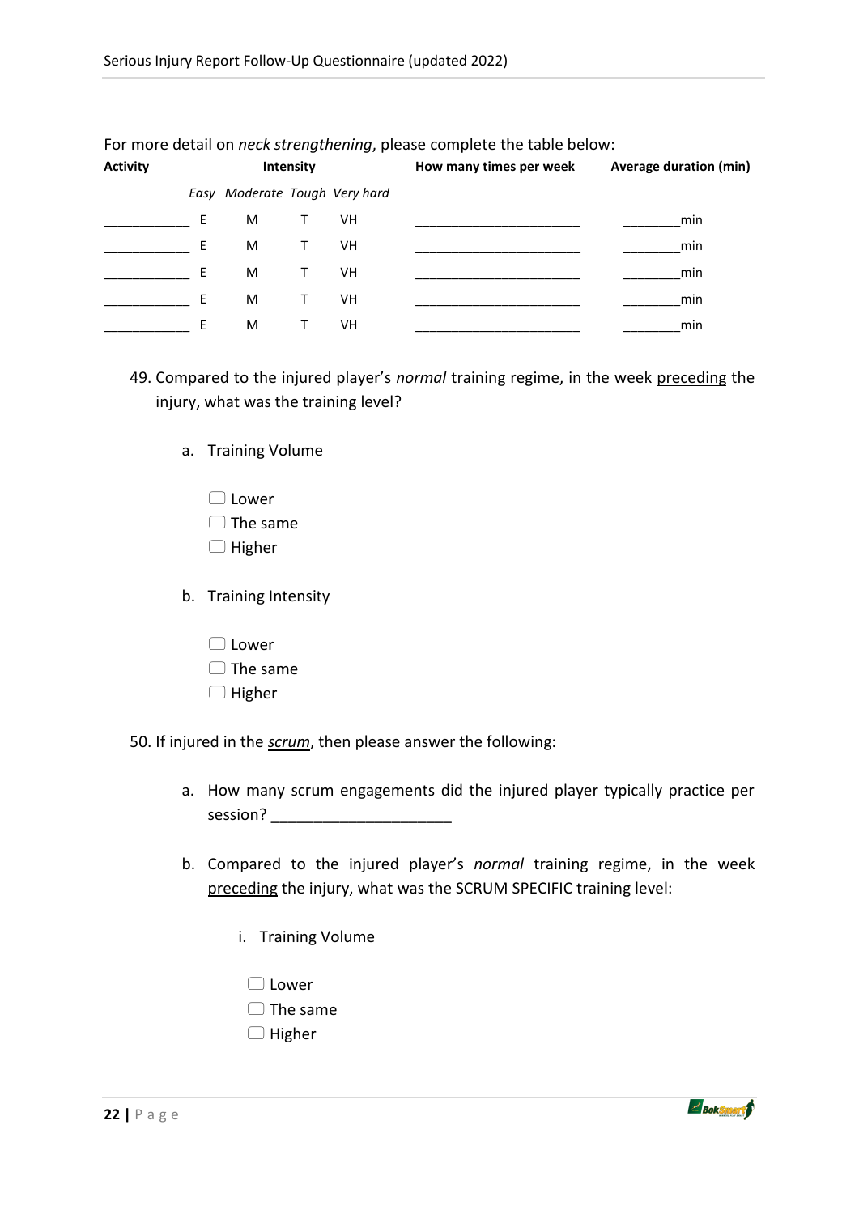For more detail on *neck strengthening*, please complete the table below:

| Activity | Intensity | | | | How many times per week | Average duration (min) |
|---|---|---|---|---|---|---|
| | *Easy* | *Moderate* | *Tough* | *Very hard* | | |
| ____________ | E | M | T | VH | ________________________ | _________min |
| ____________ | E | M | T | VH | ________________________ | _________min |
| ____________ | E | M | T | VH | ________________________ | _________min |
| ____________ | E | M | T | VH | ________________________ | _________min |
| ____________ | E | M | T | VH | ________________________ | _________min |

49. Compared to the injured player's *normal* training regime, in the week <u>preceding</u> the injury, what was the training level?

    a. Training Volume

    ☐ Lower
    ☐ The same
    ☐ Higher

    b. Training Intensity

    ☐ Lower
    ☐ The same
    ☐ Higher

50. If injured in the ***scrum***, then please answer the following:

    a. How many scrum engagements did the injured player typically practice per session? _____________________

    b. Compared to the injured player's *normal* training regime, in the week <u>preceding</u> the injury, what was the SCRUM SPECIFIC training level:

        i. Training Volume

        ☐ Lower
        ☐ The same
        ☐ Higher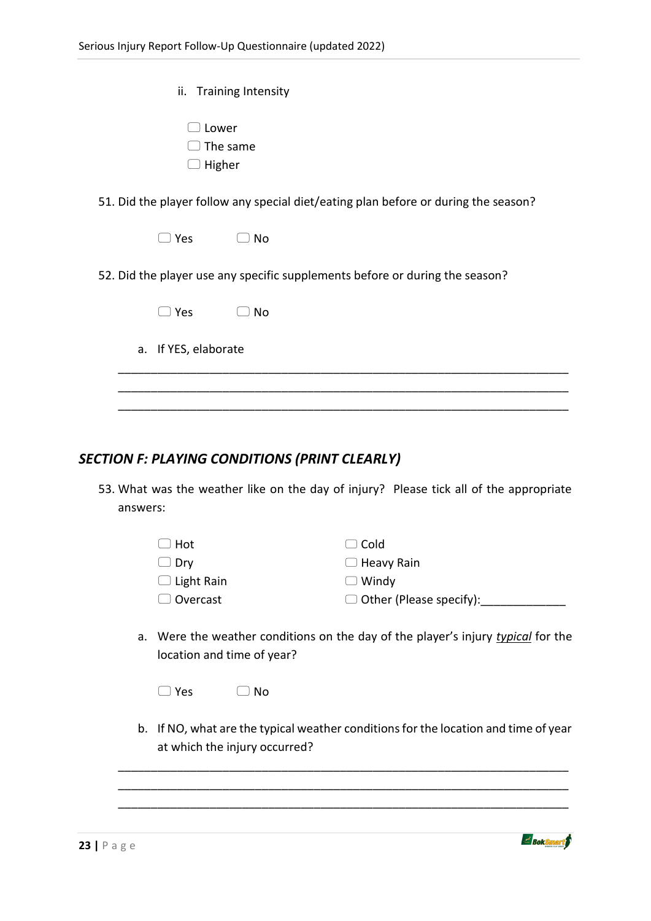ii. Training Intensity

☐ Lower
☐ The same
☐ Higher

51. Did the player follow any special diet/eating plan before or during the season?

☐ Yes ☐ No

52. Did the player use any specific supplements before or during the season?

☐ Yes ☐ No

a. If YES, elaborate

_______________________________________________________________________
_______________________________________________________________________
_______________________________________________________________________

## *SECTION F: PLAYING CONDITIONS (PRINT CLEARLY)*

53. What was the weather like on the day of injury? Please tick all of the appropriate answers:

☐ Hot
☐ Dry
☐ Light Rain
☐ Overcast
☐ Cold
☐ Heavy Rain
☐ Windy
☐ Other (Please specify):_____________

a. Were the weather conditions on the day of the player's injury ***typical*** for the location and time of year?

☐ Yes ☐ No

b. If NO, what are the typical weather conditions for the location and time of year at which the injury occurred?

_______________________________________________________________________
_______________________________________________________________________
_______________________________________________________________________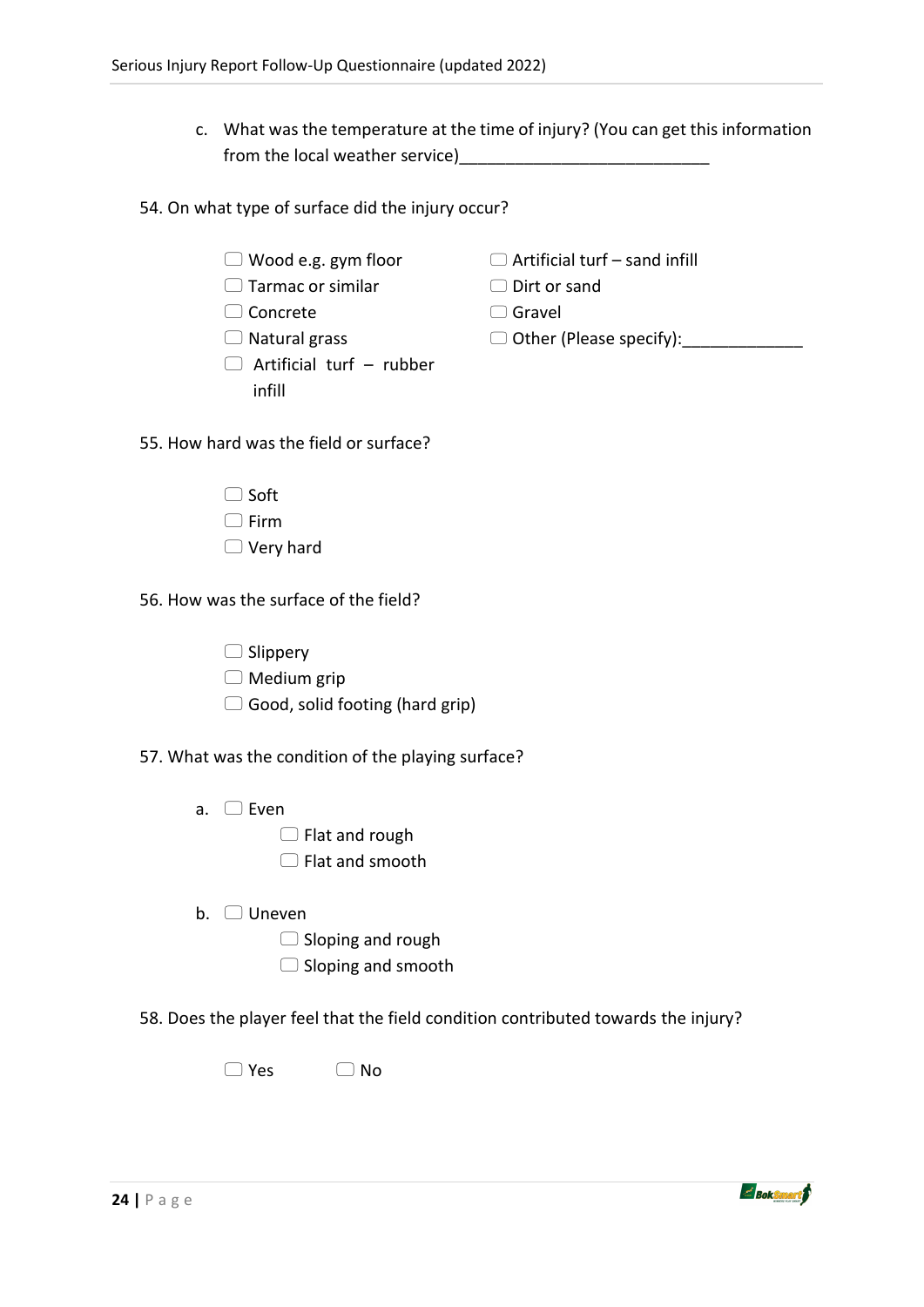c. What was the temperature at the time of injury? (You can get this information from the local weather service)___________________________

54. On what type of surface did the injury occur?

- ☐ Wood e.g. gym floor
- ☐ Tarmac or similar
- ☐ Concrete
- ☐ Natural grass
- ☐ Artificial turf – rubber infill
- ☐ Artificial turf – sand infill
- ☐ Dirt or sand
- ☐ Gravel
- ☐ Other (Please specify):_____________

55. How hard was the field or surface?

- ☐ Soft
- ☐ Firm
- ☐ Very hard

56. How was the surface of the field?

- ☐ Slippery
- ☐ Medium grip
- ☐ Good, solid footing (hard grip)

57. What was the condition of the playing surface?

a. ☐ Even
   - ☐ Flat and rough
   - ☐ Flat and smooth

b. ☐ Uneven
   - ☐ Sloping and rough
   - ☐ Sloping and smooth

58. Does the player feel that the field condition contributed towards the injury?

☐ Yes ☐ No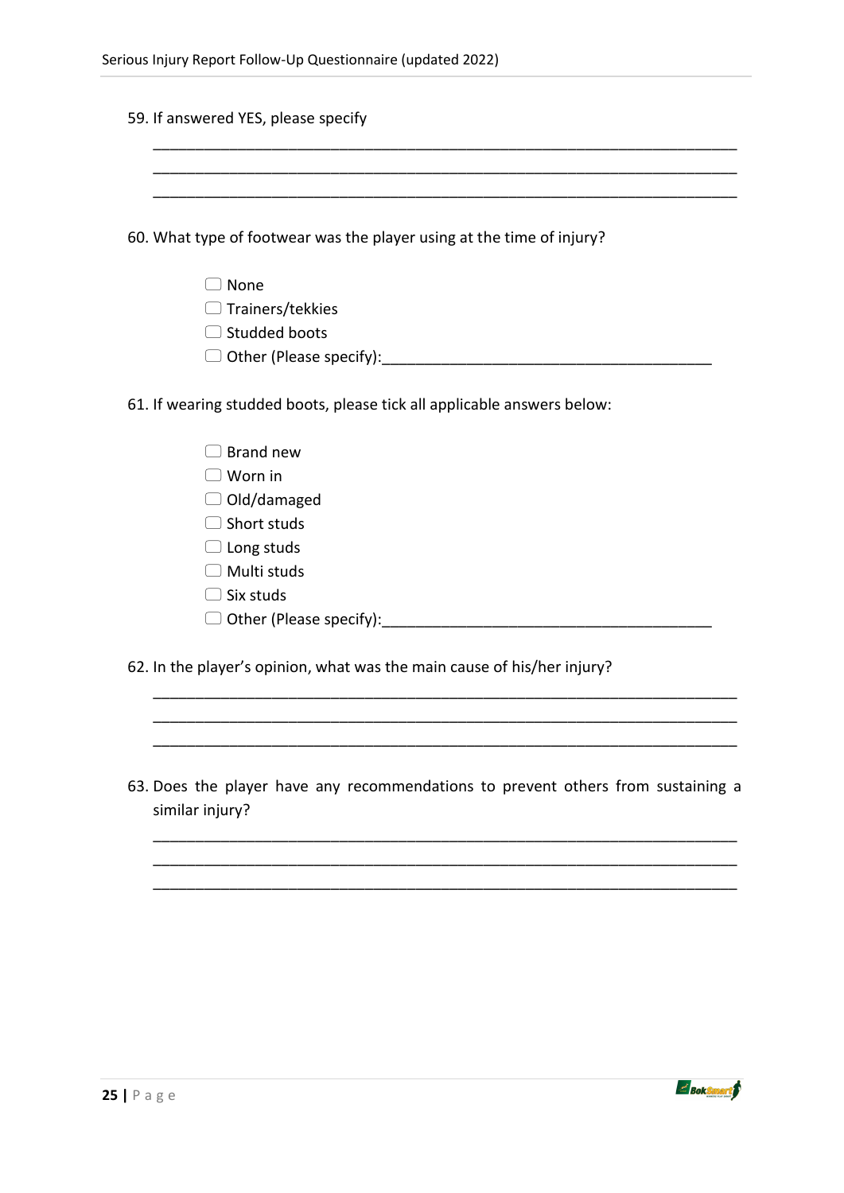59. If answered YES, please specify

________________________________________________________________________
________________________________________________________________________
________________________________________________________________________

60. What type of footwear was the player using at the time of injury?

- ☐ None
- ☐ Trainers/tekkies
- ☐ Studded boots
- ☐ Other (Please specify):______________________________________

61. If wearing studded boots, please tick all applicable answers below:

- ☐ Brand new
- ☐ Worn in
- ☐ Old/damaged
- ☐ Short studs
- ☐ Long studs
- ☐ Multi studs
- ☐ Six studs
- ☐ Other (Please specify):______________________________________

62. In the player's opinion, what was the main cause of his/her injury?

________________________________________________________________________
________________________________________________________________________
________________________________________________________________________

63. Does the player have any recommendations to prevent others from sustaining a similar injury?

________________________________________________________________________
________________________________________________________________________
________________________________________________________________________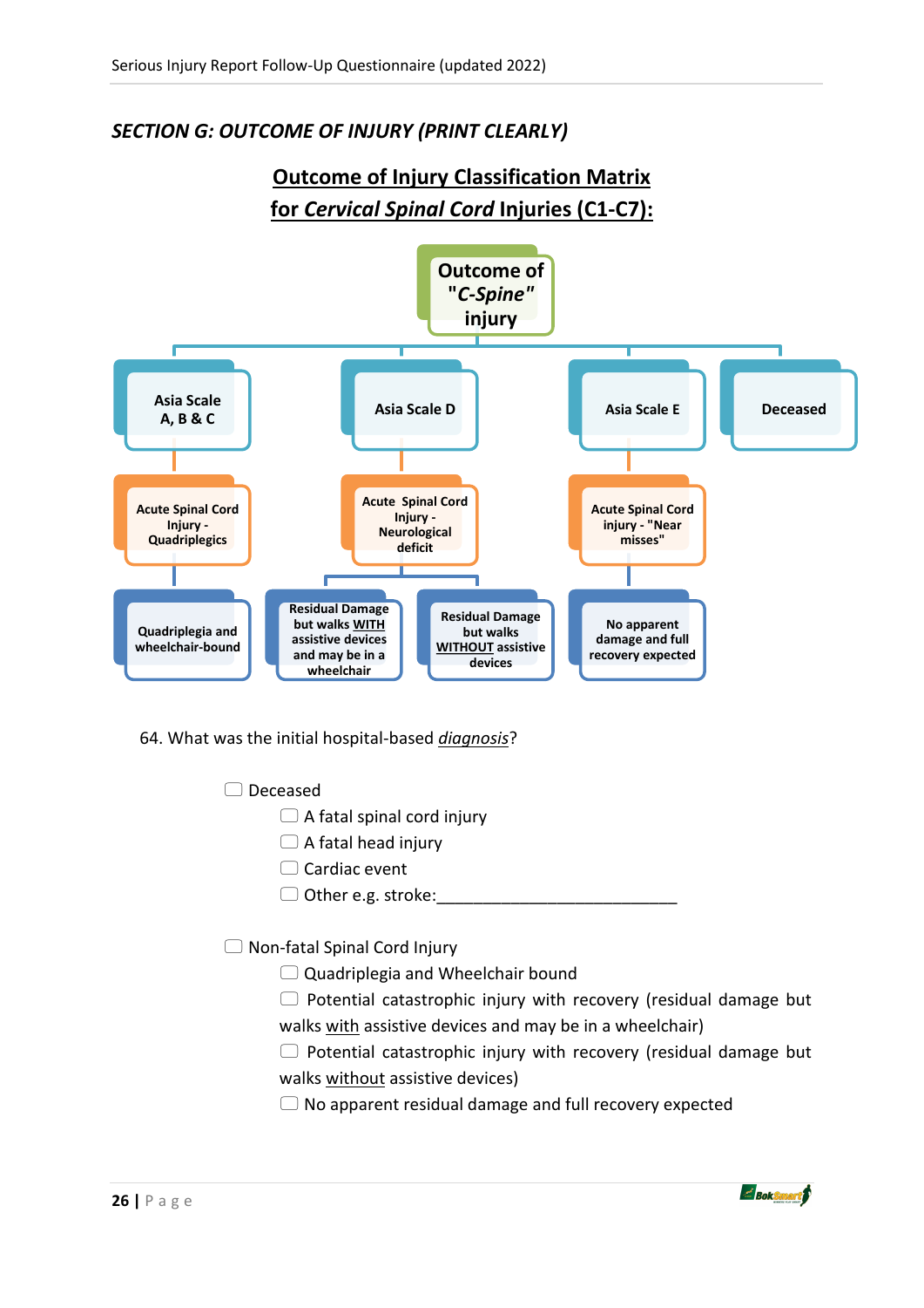## *SECTION G: OUTCOME OF INJURY (PRINT CLEARLY)*

### Outcome of Injury Classification Matrix for *Cervical Spinal Cord* Injuries (C1-C7):

Outcome of "*C-Spine*" injury

- **Asia Scale A, B & C**
  - **Acute Spinal Cord Injury - Quadriplegics**
    - **Quadriplegia and wheelchair-bound**
- **Asia Scale D**
  - **Acute Spinal Cord Injury - Neurological deficit**
    - **Residual Damage but walks WITH assistive devices and may be in a wheelchair**
    - **Residual Damage but walks WITHOUT assistive devices**
- **Asia Scale E**
  - **Acute Spinal Cord injury - "Near misses"**
    - **No apparent damage and full recovery expected**
- **Deceased**

64. What was the initial hospital-based *diagnosis*?

☐ Deceased

- ☐ A fatal spinal cord injury
- ☐ A fatal head injury
- ☐ Cardiac event
- ☐ Other e.g. stroke:___________________________

☐ Non-fatal Spinal Cord Injury

- ☐ Quadriplegia and Wheelchair bound
- ☐ Potential catastrophic injury with recovery (residual damage but walks with assistive devices and may be in a wheelchair)
- ☐ Potential catastrophic injury with recovery (residual damage but walks without assistive devices)
- ☐ No apparent residual damage and full recovery expected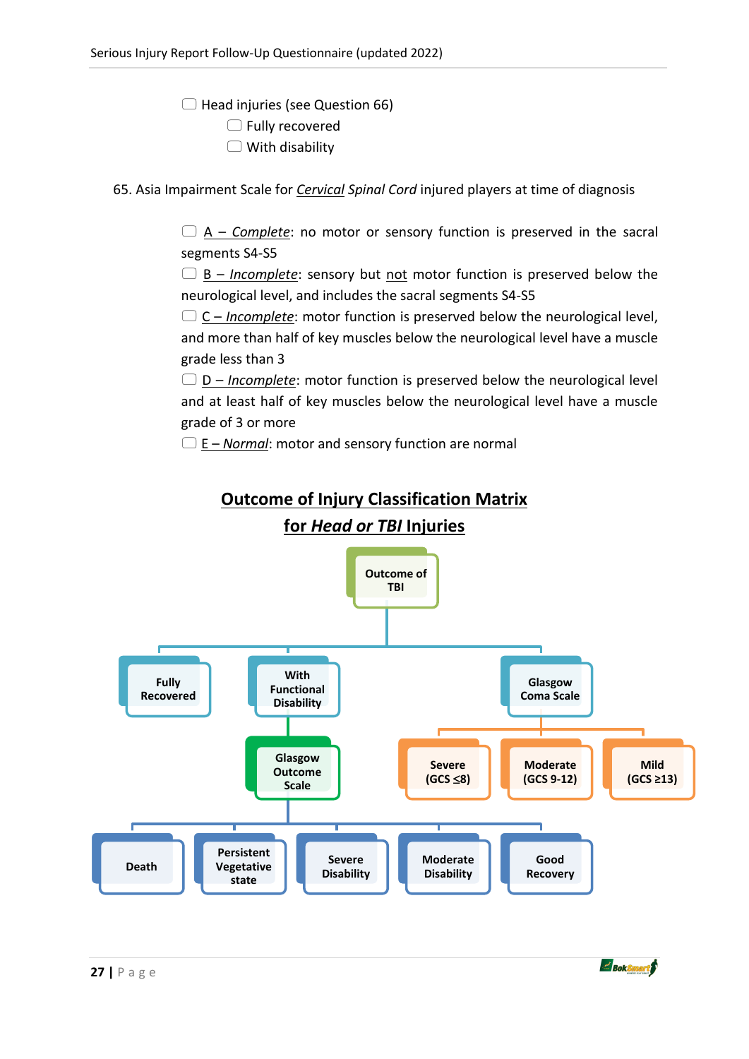- ☐ Head injuries (see Question 66)
  - ☐ Fully recovered
  - ☐ With disability

65. Asia Impairment Scale for *Cervical Spinal Cord* injured players at time of diagnosis

- ☐ A – *Complete*: no motor or sensory function is preserved in the sacral segments S4-S5
- ☐ B – *Incomplete*: sensory but not motor function is preserved below the neurological level, and includes the sacral segments S4-S5
- ☐ C – *Incomplete*: motor function is preserved below the neurological level, and more than half of key muscles below the neurological level have a muscle grade less than 3
- ☐ D – *Incomplete*: motor function is preserved below the neurological level and at least half of key muscles below the neurological level have a muscle grade of 3 or more
- ☐ E – *Normal*: motor and sensory function are normal

## Outcome of Injury Classification Matrix for *Head or TBI* Injuries

- Outcome of TBI
  - Fully Recovered
  - With Functional Disability
    - Glasgow Outcome Scale
      - Death
      - Persistent Vegetative state
      - Severe Disability
      - Moderate Disability
      - Good Recovery
  - Glasgow Coma Scale
    - Severe (GCS ≤8)
    - Moderate (GCS 9-12)
    - Mild (GCS ≥13)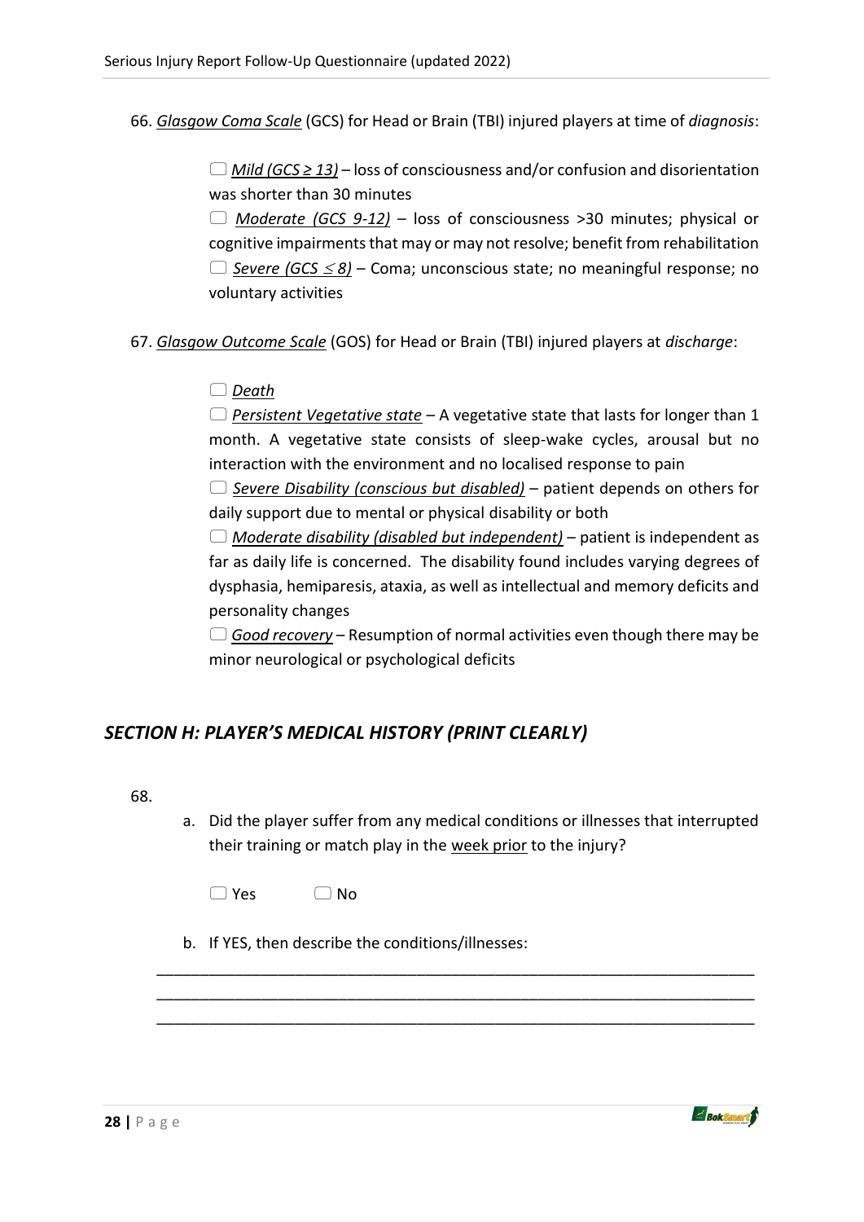66. *Glasgow Coma Scale* (GCS) for Head or Brain (TBI) injured players at time of *diagnosis*:

☐ *Mild (GCS ≥ 13)* – loss of consciousness and/or confusion and disorientation was shorter than 30 minutes

☐ *Moderate (GCS 9-12)* – loss of consciousness >30 minutes; physical or cognitive impairments that may or may not resolve; benefit from rehabilitation

☐ *Severe (GCS ≤ 8)* – Coma; unconscious state; no meaningful response; no voluntary activities

67. *Glasgow Outcome Scale* (GOS) for Head or Brain (TBI) injured players at *discharge*:

☐ *Death*

☐ *Persistent Vegetative state* – A vegetative state that lasts for longer than 1 month. A vegetative state consists of sleep-wake cycles, arousal but no interaction with the environment and no localised response to pain

☐ *Severe Disability (conscious but disabled)* – patient depends on others for daily support due to mental or physical disability or both

☐ *Moderate disability (disabled but independent)* – patient is independent as far as daily life is concerned. The disability found includes varying degrees of dysphasia, hemiparesis, ataxia, as well as intellectual and memory deficits and personality changes

☐ *Good recovery* – Resumption of normal activities even though there may be minor neurological or psychological deficits

## *SECTION H: PLAYER'S MEDICAL HISTORY (PRINT CLEARLY)*

68.

a. Did the player suffer from any medical conditions or illnesses that interrupted their training or match play in the week prior to the injury?

☐ Yes ☐ No

b. If YES, then describe the conditions/illnesses:

\_\_\_\_\_\_\_\_\_\_\_\_\_\_\_\_\_\_\_\_\_\_\_\_\_\_\_\_\_\_\_\_\_\_\_\_\_\_\_\_\_\_\_\_\_\_\_\_\_\_\_\_\_\_\_\_\_\_\_\_\_\_\_\_\_\_\_\_

\_\_\_\_\_\_\_\_\_\_\_\_\_\_\_\_\_\_\_\_\_\_\_\_\_\_\_\_\_\_\_\_\_\_\_\_\_\_\_\_\_\_\_\_\_\_\_\_\_\_\_\_\_\_\_\_\_\_\_\_\_\_\_\_\_\_\_\_

\_\_\_\_\_\_\_\_\_\_\_\_\_\_\_\_\_\_\_\_\_\_\_\_\_\_\_\_\_\_\_\_\_\_\_\_\_\_\_\_\_\_\_\_\_\_\_\_\_\_\_\_\_\_\_\_\_\_\_\_\_\_\_\_\_\_\_\_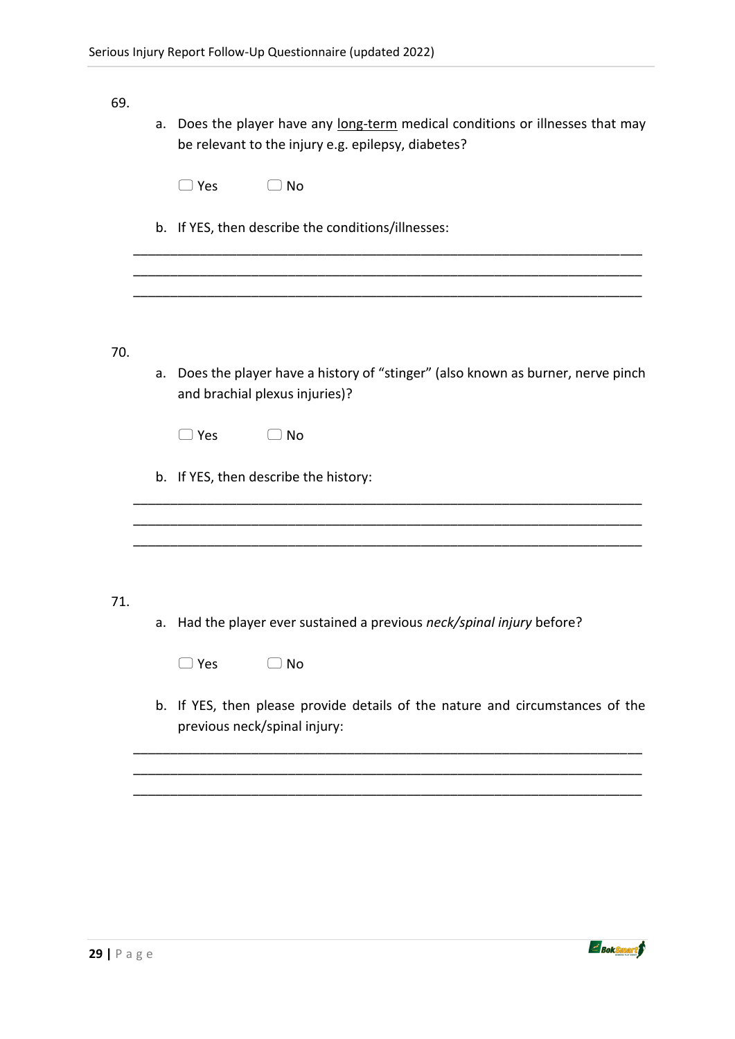69.

a. Does the player have any <u>long-term</u> medical conditions or illnesses that may be relevant to the injury e.g. epilepsy, diabetes?

☐ Yes ☐ No

b. If YES, then describe the conditions/illnesses:

_______________________________________________________________________

_______________________________________________________________________

_______________________________________________________________________

70.

a. Does the player have a history of "stinger" (also known as burner, nerve pinch and brachial plexus injuries)?

☐ Yes ☐ No

b. If YES, then describe the history:

_______________________________________________________________________

_______________________________________________________________________

_______________________________________________________________________

71.

a. Had the player ever sustained a previous *neck/spinal injury* before?

☐ Yes ☐ No

b. If YES, then please provide details of the nature and circumstances of the previous neck/spinal injury:

_______________________________________________________________________

_______________________________________________________________________

_______________________________________________________________________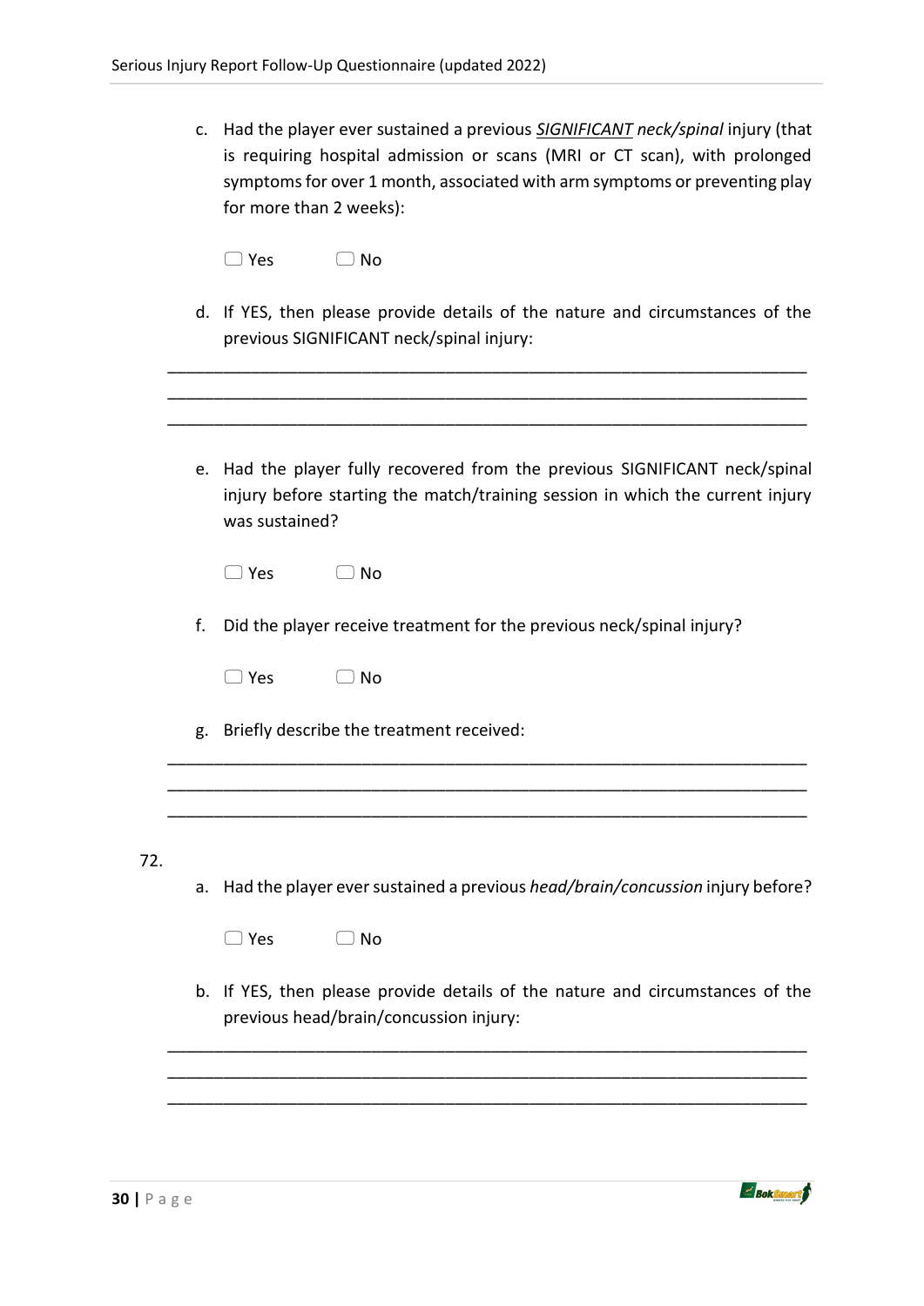c. Had the player ever sustained a previous ***SIGNIFICANT*** *neck/spinal* injury (that is requiring hospital admission or scans (MRI or CT scan), with prolonged symptoms for over 1 month, associated with arm symptoms or preventing play for more than 2 weeks):

☐ Yes ☐ No

d. If YES, then please provide details of the nature and circumstances of the previous SIGNIFICANT neck/spinal injury:

______________________________________________________________________
______________________________________________________________________
______________________________________________________________________

e. Had the player fully recovered from the previous SIGNIFICANT neck/spinal injury before starting the match/training session in which the current injury was sustained?

☐ Yes ☐ No

f. Did the player receive treatment for the previous neck/spinal injury?

☐ Yes ☐ No

g. Briefly describe the treatment received:

______________________________________________________________________
______________________________________________________________________
______________________________________________________________________

72.

a. Had the player ever sustained a previous *head/brain/concussion* injury before?

☐ Yes ☐ No

b. If YES, then please provide details of the nature and circumstances of the previous head/brain/concussion injury:

______________________________________________________________________
______________________________________________________________________
______________________________________________________________________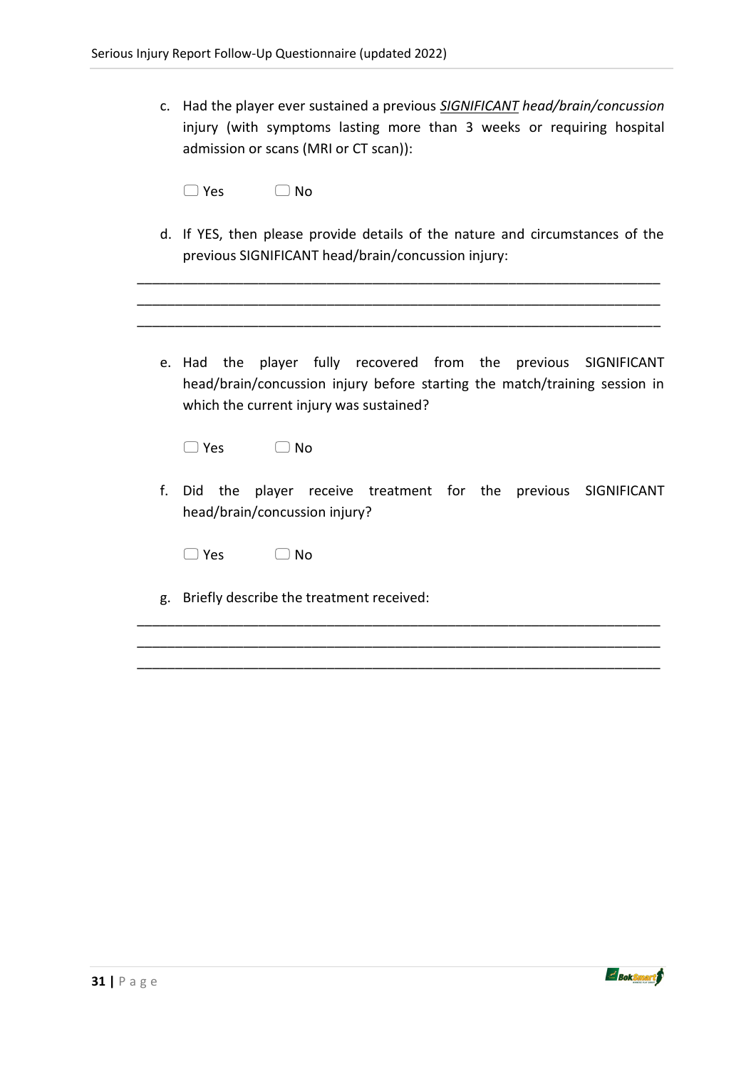c. Had the player ever sustained a previous ***SIGNIFICANT*** *head/brain/concussion* injury (with symptoms lasting more than 3 weeks or requiring hospital admission or scans (MRI or CT scan)):

☐ Yes ☐ No

d. If YES, then please provide details of the nature and circumstances of the previous SIGNIFICANT head/brain/concussion injury:

_______________________________________________________________________

_______________________________________________________________________

_______________________________________________________________________

e. Had the player fully recovered from the previous SIGNIFICANT head/brain/concussion injury before starting the match/training session in which the current injury was sustained?

☐ Yes ☐ No

f. Did the player receive treatment for the previous SIGNIFICANT head/brain/concussion injury?

☐ Yes ☐ No

g. Briefly describe the treatment received:

_______________________________________________________________________

_______________________________________________________________________

_______________________________________________________________________